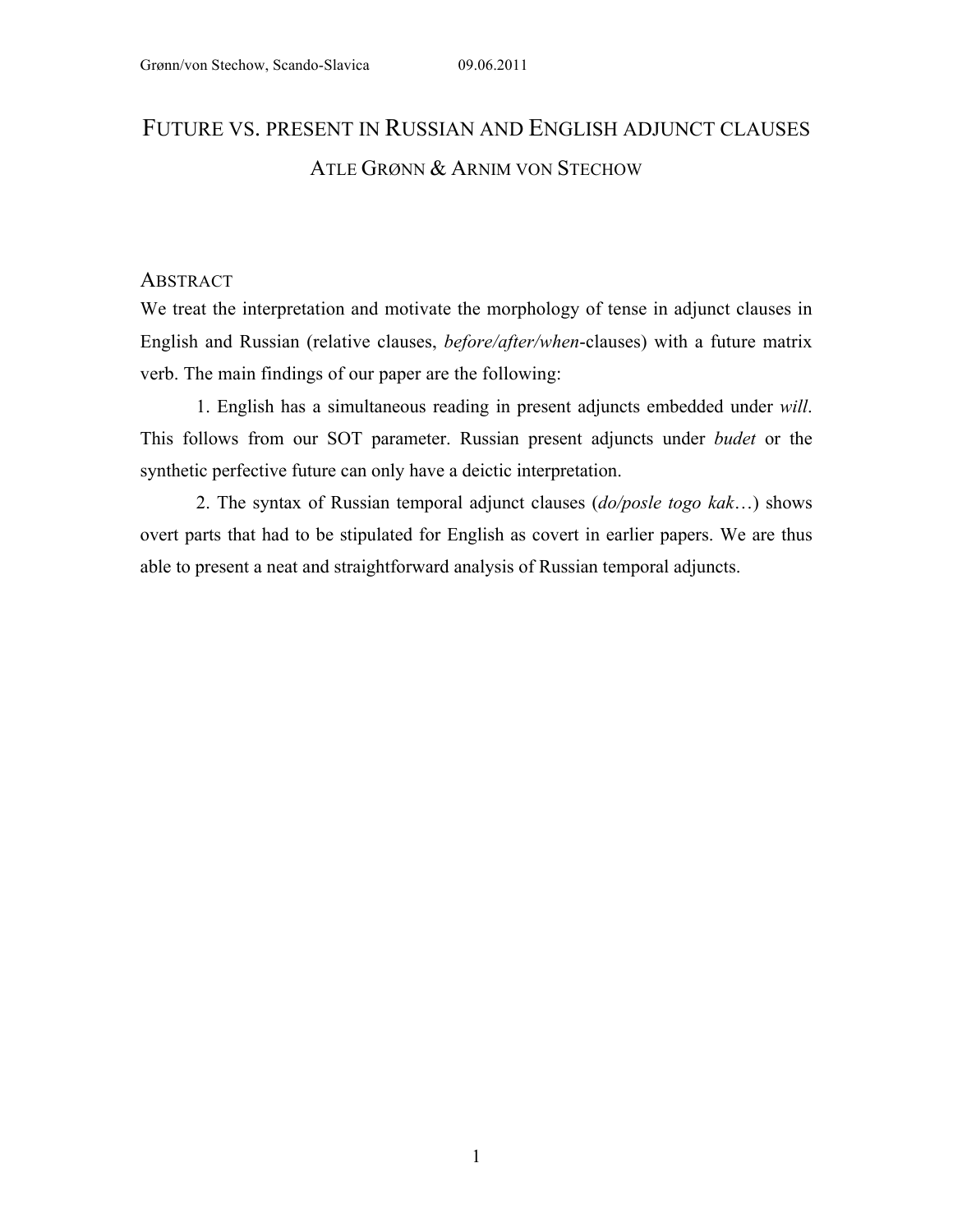# FUTURE VS. PRESENT IN RUSSIAN AND ENGLISH ADJUNCT CLAUSES

ATLE GRØNN & ARNIM VON STECHOW

## ABSTRACT

We treat the interpretation and motivate the morphology of tense in adjunct clauses in English and Russian (relative clauses, *before/after/when*-clauses) with a future matrix verb. The main findings of our paper are the following:

1. English has a simultaneous reading in present adjuncts embedded under *will*. This follows from our SOT parameter. Russian present adjuncts under *budet* or the synthetic perfective future can only have a deictic interpretation.

2. The syntax of Russian temporal adjunct clauses (*do/posle togo kak*…) shows overt parts that had to be stipulated for English as covert in earlier papers. We are thus able to present a neat and straightforward analysis of Russian temporal adjuncts.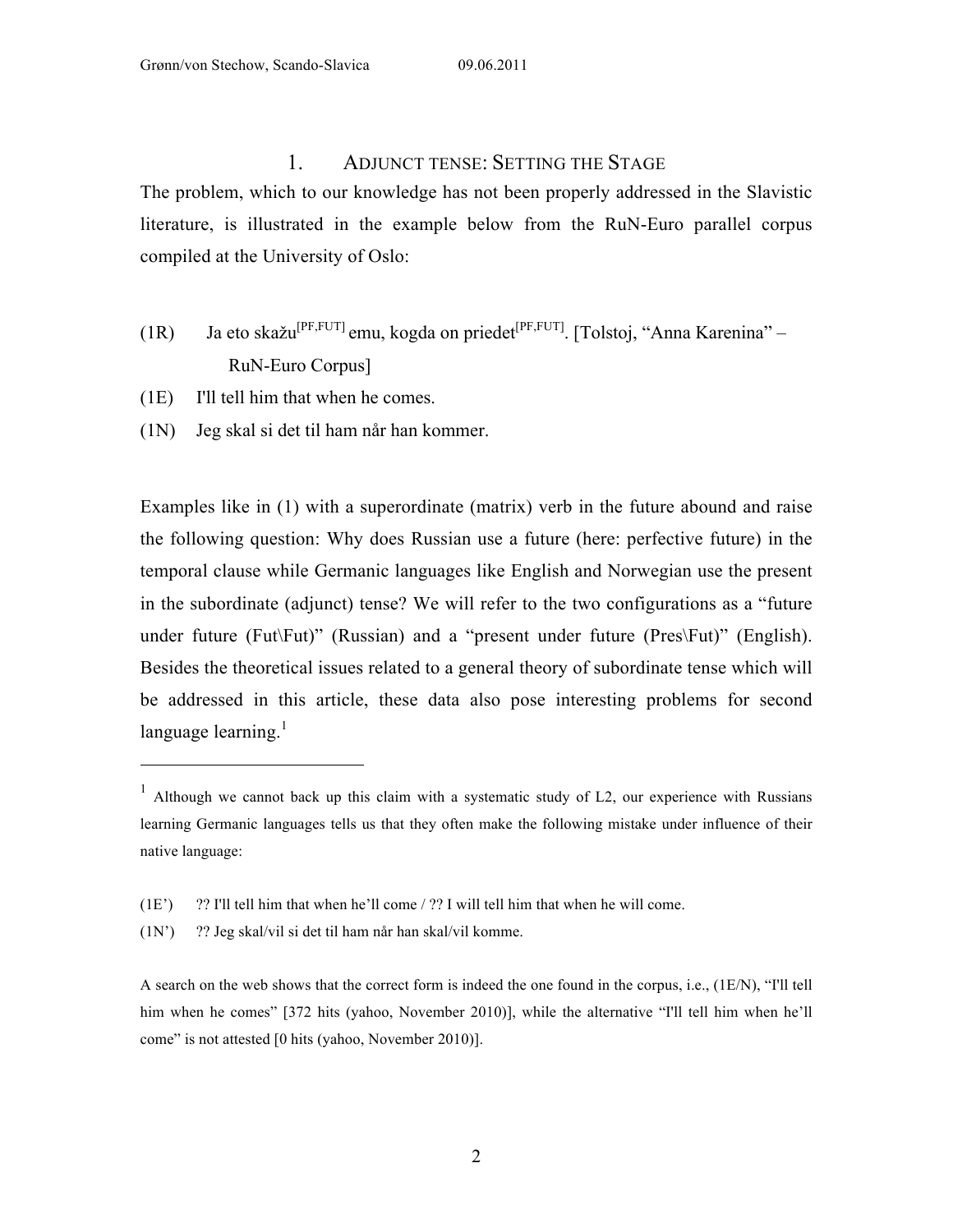## 1. ADJUNCT TENSE: SETTING THE STAGE

The problem, which to our knowledge has not been properly addressed in the Slavistic literature, is illustrated in the example below from the RuN-Euro parallel corpus compiled at the University of Oslo:

(1R) Ja eto skažu$^{[PF,FUT]}$ emu, kogda on priedet$^{[PF,FUT]}$. [Tolstoj, "Anna Karenina" – RuN-Euro Corpus]

(1E) I'll tell him that when he comes.

(1N) Jeg skal si det til ham når han kommer.

Examples like in (1) with a superordinate (matrix) verb in the future abound and raise the following question: Why does Russian use a future (here: perfective future) in the temporal clause while Germanic languages like English and Norwegian use the present in the subordinate (adjunct) tense? We will refer to the two configurations as a "future under future (Fut\Fut)" (Russian) and a "present under future (Pres\Fut)" (English). Besides the theoretical issues related to a general theory of subordinate tense which will be addressed in this article, these data also pose interesting problems for second language learning.[1]

---

[1] Although we cannot back up this claim with a systematic study of L2, our experience with Russians learning Germanic languages tells us that they often make the following mistake under influence of their native language:

(1E') ?? I'll tell him that when he'll come / ?? I will tell him that when he will come.

(1N') ?? Jeg skal/vil si det til ham når han skal/vil komme.

A search on the web shows that the correct form is indeed the one found in the corpus, i.e., (1E/N), "I'll tell him when he comes" [372 hits (yahoo, November 2010)], while the alternative "I'll tell him when he'll come" is not attested [0 hits (yahoo, November 2010)].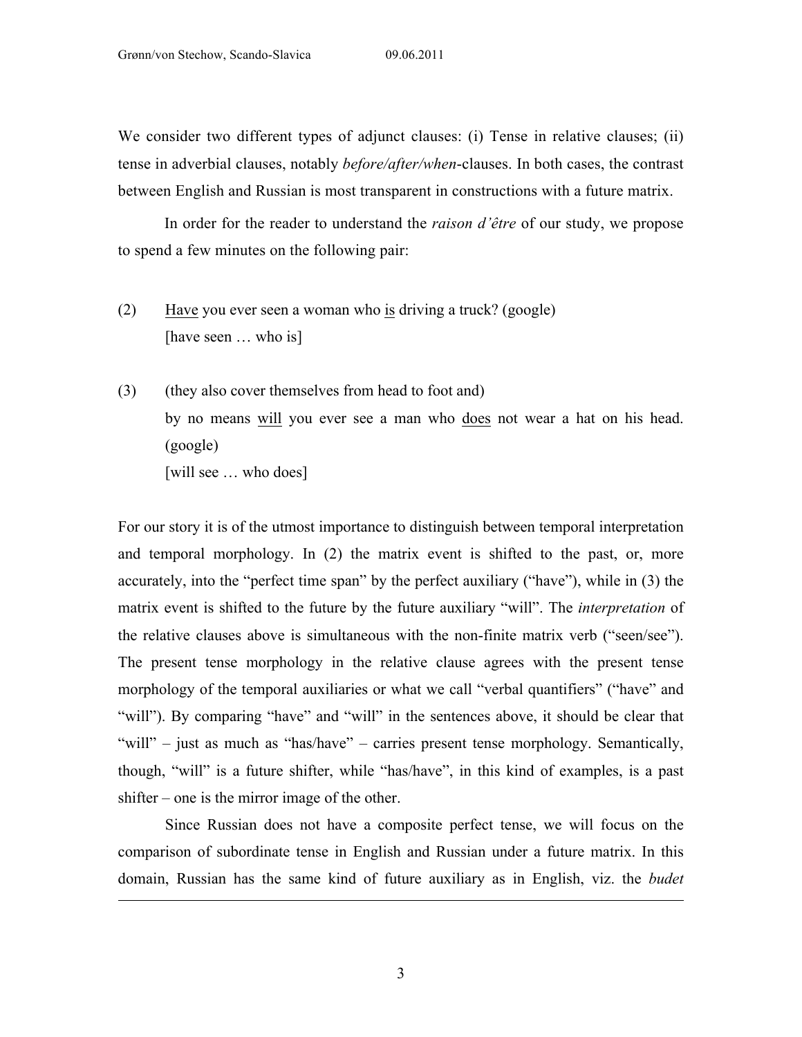We consider two different types of adjunct clauses: (i) Tense in relative clauses; (ii) tense in adverbial clauses, notably *before/after/when*-clauses. In both cases, the contrast between English and Russian is most transparent in constructions with a future matrix.

In order for the reader to understand the *raison d'être* of our study, we propose to spend a few minutes on the following pair:

(2) <u>Have</u> you ever seen a woman who <u>is</u> driving a truck? (google)
[have seen … who is]

(3) (they also cover themselves from head to foot and)
by no means <u>will</u> you ever see a man who <u>does</u> not wear a hat on his head. (google)
[will see … who does]

For our story it is of the utmost importance to distinguish between temporal interpretation and temporal morphology. In (2) the matrix event is shifted to the past, or, more accurately, into the "perfect time span" by the perfect auxiliary ("have"), while in (3) the matrix event is shifted to the future by the future auxiliary "will". The *interpretation* of the relative clauses above is simultaneous with the non-finite matrix verb ("seen/see"). The present tense morphology in the relative clause agrees with the present tense morphology of the temporal auxiliaries or what we call "verbal quantifiers" ("have" and "will"). By comparing "have" and "will" in the sentences above, it should be clear that "will" – just as much as "has/have" – carries present tense morphology. Semantically, though, "will" is a future shifter, while "has/have", in this kind of examples, is a past shifter – one is the mirror image of the other.

Since Russian does not have a composite perfect tense, we will focus on the comparison of subordinate tense in English and Russian under a future matrix. In this domain, Russian has the same kind of future auxiliary as in English, viz. the *budet*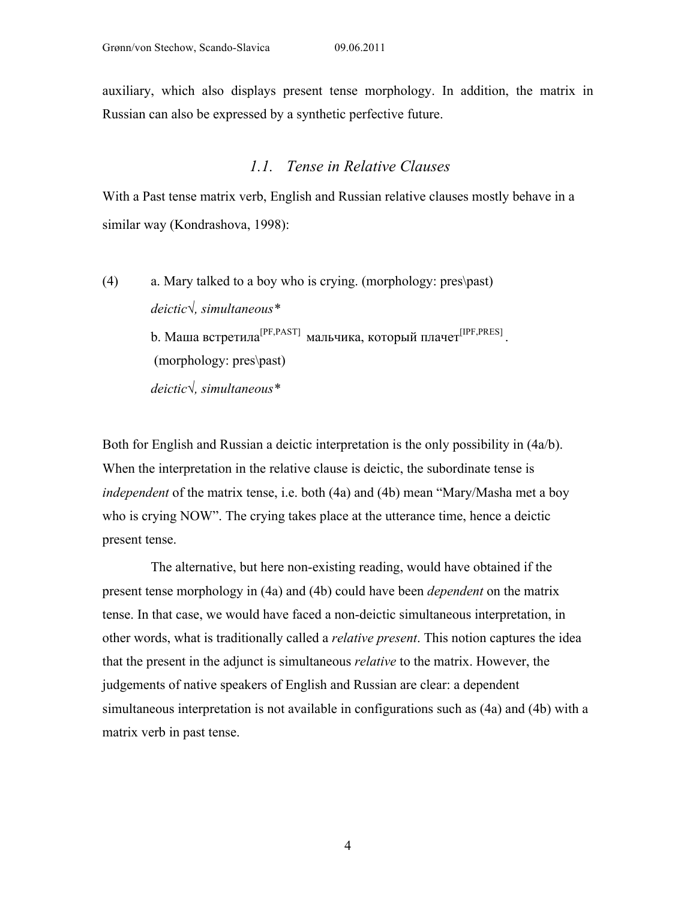auxiliary, which also displays present tense morphology. In addition, the matrix in Russian can also be expressed by a synthetic perfective future.

### *1.1. Tense in Relative Clauses*

With a Past tense matrix verb, English and Russian relative clauses mostly behave in a similar way (Kondrashova, 1998):

(4) a. Mary talked to a boy who is crying. (morphology: pres\past)
*deictic√, simultaneous\**
b. Маша встретила[PF,PAST] мальчика, который плачет[IPF,PRES].
(morphology: pres\past)
*deictic√, simultaneous\**

Both for English and Russian a deictic interpretation is the only possibility in (4a/b). When the interpretation in the relative clause is deictic, the subordinate tense is *independent* of the matrix tense, i.e. both (4a) and (4b) mean "Mary/Masha met a boy who is crying NOW". The crying takes place at the utterance time, hence a deictic present tense.

The alternative, but here non-existing reading, would have obtained if the present tense morphology in (4a) and (4b) could have been *dependent* on the matrix tense. In that case, we would have faced a non-deictic simultaneous interpretation, in other words, what is traditionally called a *relative present*. This notion captures the idea that the present in the adjunct is simultaneous *relative* to the matrix. However, the judgements of native speakers of English and Russian are clear: a dependent simultaneous interpretation is not available in configurations such as (4a) and (4b) with a matrix verb in past tense.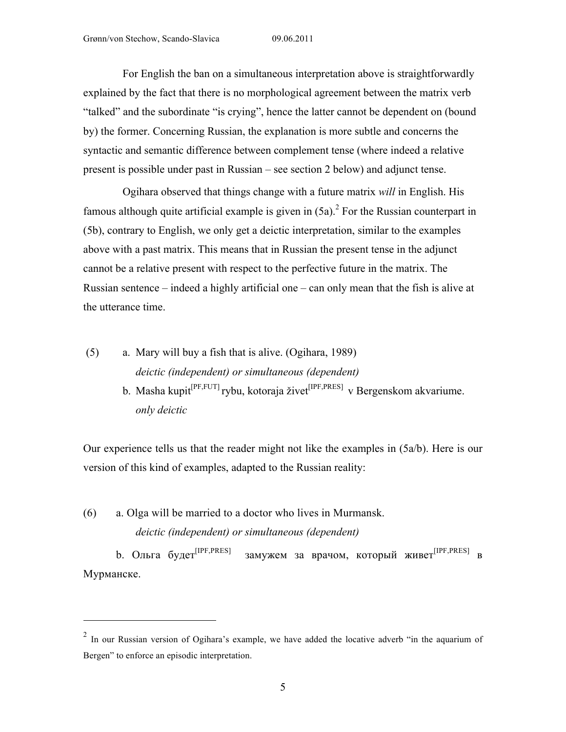For English the ban on a simultaneous interpretation above is straightforwardly explained by the fact that there is no morphological agreement between the matrix verb "talked" and the subordinate "is crying", hence the latter cannot be dependent on (bound by) the former. Concerning Russian, the explanation is more subtle and concerns the syntactic and semantic difference between complement tense (where indeed a relative present is possible under past in Russian – see section 2 below) and adjunct tense.

Ogihara observed that things change with a future matrix *will* in English. His famous although quite artificial example is given in (5a).[2] For the Russian counterpart in (5b), contrary to English, we only get a deictic interpretation, similar to the examples above with a past matrix. This means that in Russian the present tense in the adjunct cannot be a relative present with respect to the perfective future in the matrix. The Russian sentence – indeed a highly artificial one – can only mean that the fish is alive at the utterance time.

(5) a. Mary will buy a fish that is alive. (Ogihara, 1989)
*deictic (independent) or simultaneous (dependent)*
b. Masha kupit[PF,FUT] rybu, kotoraja živet[IPF,PRES] v Bergenskom akvariume.
*only deictic*

Our experience tells us that the reader might not like the examples in (5a/b). Here is our version of this kind of examples, adapted to the Russian reality:

(6) a. Olga will be married to a doctor who lives in Murmansk.
*deictic (independent) or simultaneous (dependent)*
b. Ольга будет[IPF,PRES] замужем за врачом, который живет[IPF,PRES] в Мурманске.

---

[2] In our Russian version of Ogihara's example, we have added the locative adverb "in the aquarium of Bergen" to enforce an episodic interpretation.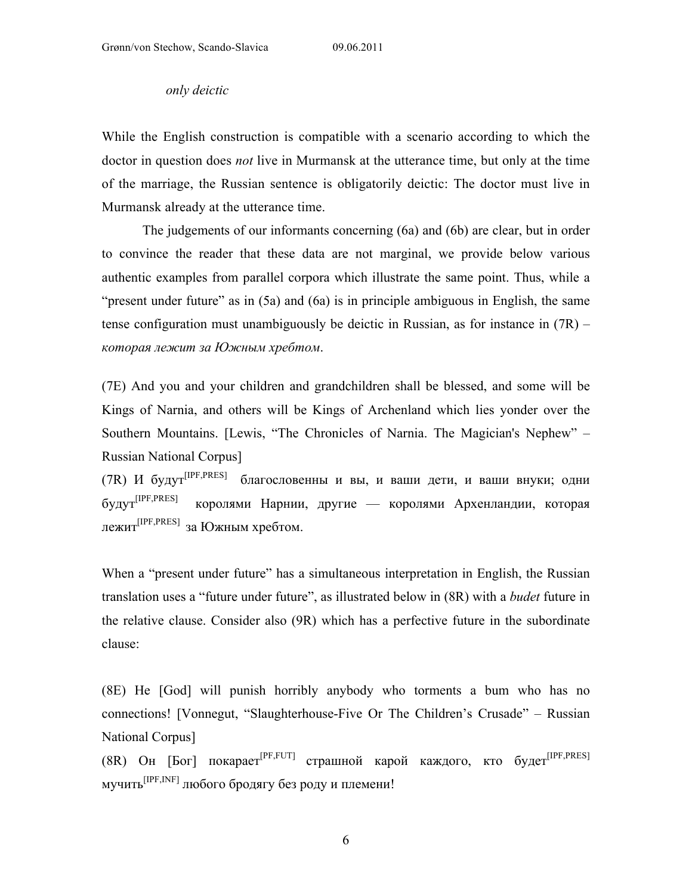*only deictic*

While the English construction is compatible with a scenario according to which the doctor in question does *not* live in Murmansk at the utterance time, but only at the time of the marriage, the Russian sentence is obligatorily deictic: The doctor must live in Murmansk already at the utterance time.

The judgements of our informants concerning (6a) and (6b) are clear, but in order to convince the reader that these data are not marginal, we provide below various authentic examples from parallel corpora which illustrate the same point. Thus, while a "present under future" as in (5a) and (6a) is in principle ambiguous in English, the same tense configuration must unambiguously be deictic in Russian, as for instance in (7R) – *которая лежит за Южным хребтом*.

(7E) And you and your children and grandchildren shall be blessed, and some will be Kings of Narnia, and others will be Kings of Archenland which lies yonder over the Southern Mountains. [Lewis, "The Chronicles of Narnia. The Magician's Nephew" – Russian National Corpus]

(7R) И будут$^{[IPF,PRES]}$ благословенны и вы, и ваши дети, и ваши внуки; одни будут$^{[IPF,PRES]}$ королями Нарнии, другие — королями Архенландии, которая лежит$^{[IPF,PRES]}$ за Южным хребтом.

When a "present under future" has a simultaneous interpretation in English, the Russian translation uses a "future under future", as illustrated below in (8R) with a *budet* future in the relative clause. Consider also (9R) which has a perfective future in the subordinate clause:

(8E) He [God] will punish horribly anybody who torments a bum who has no connections! [Vonnegut, "Slaughterhouse-Five Or The Children's Crusade" – Russian National Corpus]

(8R) Он [Бог] покарает$^{[PF,FUT]}$ страшной карой каждого, кто будет$^{[IPF,PRES]}$ мучить$^{[IPF,INF]}$ любого бродягу без роду и племени!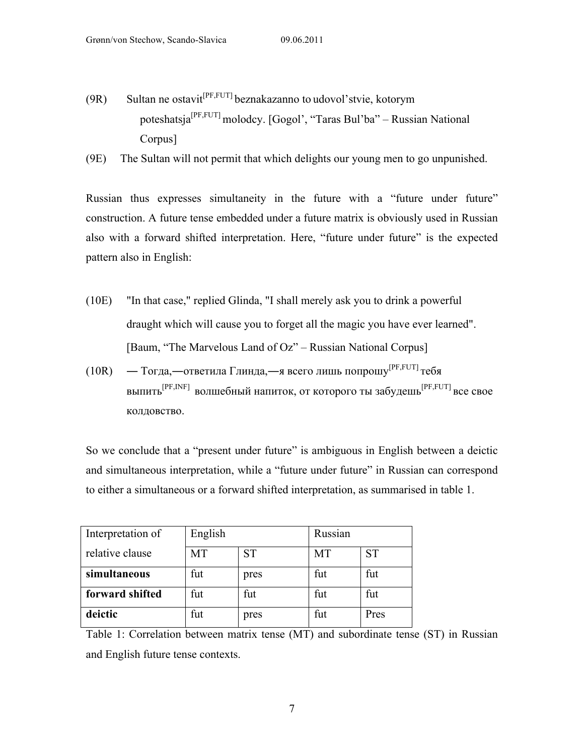(9R) Sultan ne ostavit[PF,FUT] beznakazanno to udovol'stvie, kotorym poteshatsja[PF,FUT] molodcy. [Gogol', "Taras Bul'ba" – Russian National Corpus]

(9E) The Sultan will not permit that which delights our young men to go unpunished.

Russian thus expresses simultaneity in the future with a "future under future" construction. A future tense embedded under a future matrix is obviously used in Russian also with a forward shifted interpretation. Here, "future under future" is the expected pattern also in English:

(10E) "In that case," replied Glinda, "I shall merely ask you to drink a powerful draught which will cause you to forget all the magic you have ever learned". [Baum, "The Marvelous Land of Oz" – Russian National Corpus]

(10R) — Тогда,—ответила Глинда,—я всего лишь попрошу[PF,FUT] тебя выпить[PF,INF] волшебный напиток, от которого ты забудешь[PF,FUT] все свое колдовство.

So we conclude that a "present under future" is ambiguous in English between a deictic and simultaneous interpretation, while a "future under future" in Russian can correspond to either a simultaneous or a forward shifted interpretation, as summarised in table 1.

| Interpretation of relative clause | English | | Russian | |
|---|---|---|---|---|
| | MT | ST | MT | ST |
| **simultaneous** | fut | pres | fut | fut |
| **forward shifted** | fut | fut | fut | fut |
| **deictic** | fut | pres | fut | Pres |

Table 1: Correlation between matrix tense (MT) and subordinate tense (ST) in Russian and English future tense contexts.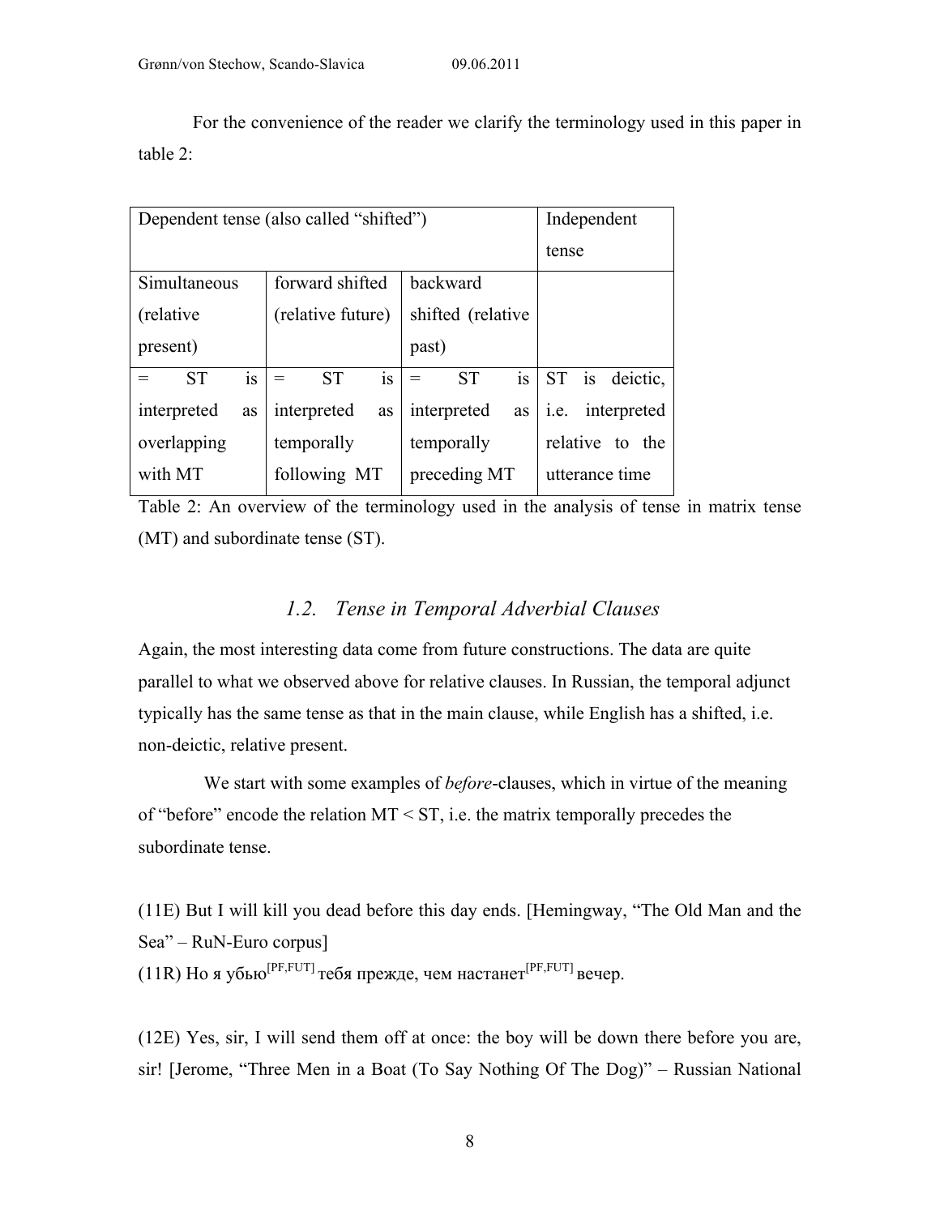For the convenience of the reader we clarify the terminology used in this paper in table 2:

| Dependent tense (also called "shifted") | | | Independent tense |
|---|---|---|---|
| Simultaneous (relative present) | forward shifted (relative future) | backward shifted (relative past) | |
| = ST is interpreted as overlapping with MT | = ST is interpreted as temporally following MT | = ST is interpreted as temporally preceding MT | ST is deictic, i.e. interpreted relative to the utterance time |

Table 2: An overview of the terminology used in the analysis of tense in matrix tense (MT) and subordinate tense (ST).

## *1.2. Tense in Temporal Adverbial Clauses*

Again, the most interesting data come from future constructions. The data are quite parallel to what we observed above for relative clauses. In Russian, the temporal adjunct typically has the same tense as that in the main clause, while English has a shifted, i.e. non-deictic, relative present.

We start with some examples of *before*-clauses, which in virtue of the meaning of "before" encode the relation MT < ST, i.e. the matrix temporally precedes the subordinate tense.

(11E) But I will kill you dead before this day ends. [Hemingway, "The Old Man and the Sea" – RuN-Euro corpus]

(11R) Но я убью[PF,FUT] тебя прежде, чем настанет[PF,FUT] вечер.

(12E) Yes, sir, I will send them off at once: the boy will be down there before you are, sir! [Jerome, "Three Men in a Boat (To Say Nothing Of The Dog)" – Russian National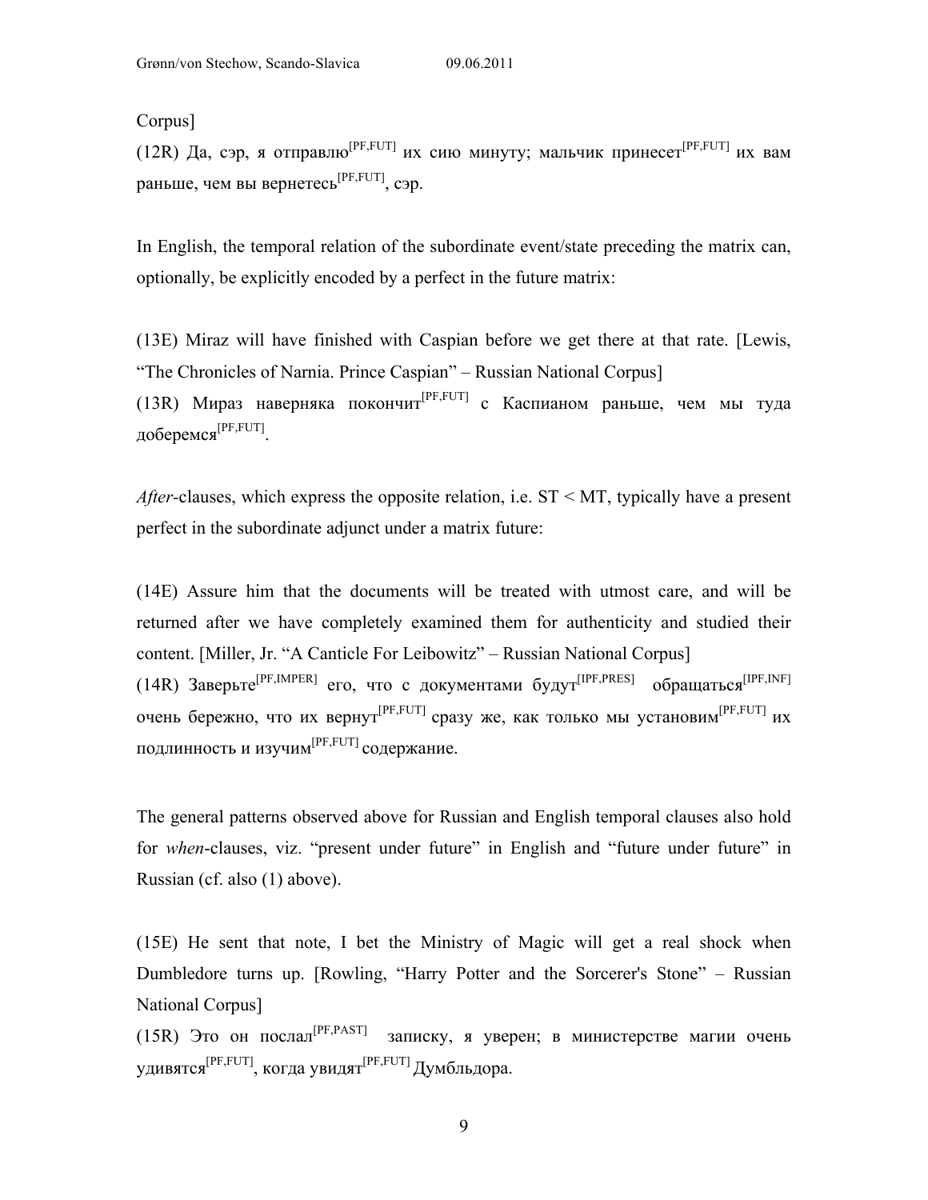Corpus]

(12R) Да, сэр, я отправлю[PF,FUT] их сию минуту; мальчик принесет[PF,FUT] их вам раньше, чем вы вернетесь[PF,FUT], сэр.

In English, the temporal relation of the subordinate event/state preceding the matrix can, optionally, be explicitly encoded by a perfect in the future matrix:

(13E) Miraz will have finished with Caspian before we get there at that rate. [Lewis, "The Chronicles of Narnia. Prince Caspian" – Russian National Corpus]

(13R) Мираз наверняка покончит[PF,FUT] с Каспианом раньше, чем мы туда доберемся[PF,FUT].

*After*-clauses, which express the opposite relation, i.e. ST < MT, typically have a present perfect in the subordinate adjunct under a matrix future:

(14E) Assure him that the documents will be treated with utmost care, and will be returned after we have completely examined them for authenticity and studied their content. [Miller, Jr. "A Canticle For Leibowitz" – Russian National Corpus]

(14R) Заверьте[PF,IMPER] его, что с документами будут[IPF,PRES] обращаться[IPF,INF] очень бережно, что их вернут[PF,FUT] сразу же, как только мы установим[PF,FUT] их подлинность и изучим[PF,FUT] содержание.

The general patterns observed above for Russian and English temporal clauses also hold for *when*-clauses, viz. "present under future" in English and "future under future" in Russian (cf. also (1) above).

(15E) He sent that note, I bet the Ministry of Magic will get a real shock when Dumbledore turns up. [Rowling, "Harry Potter and the Sorcerer's Stone" – Russian National Corpus]

(15R) Это он послал[PF,PAST] записку, я уверен; в министерстве магии очень удивятся[PF,FUT], когда увидят[PF,FUT] Думбльдора.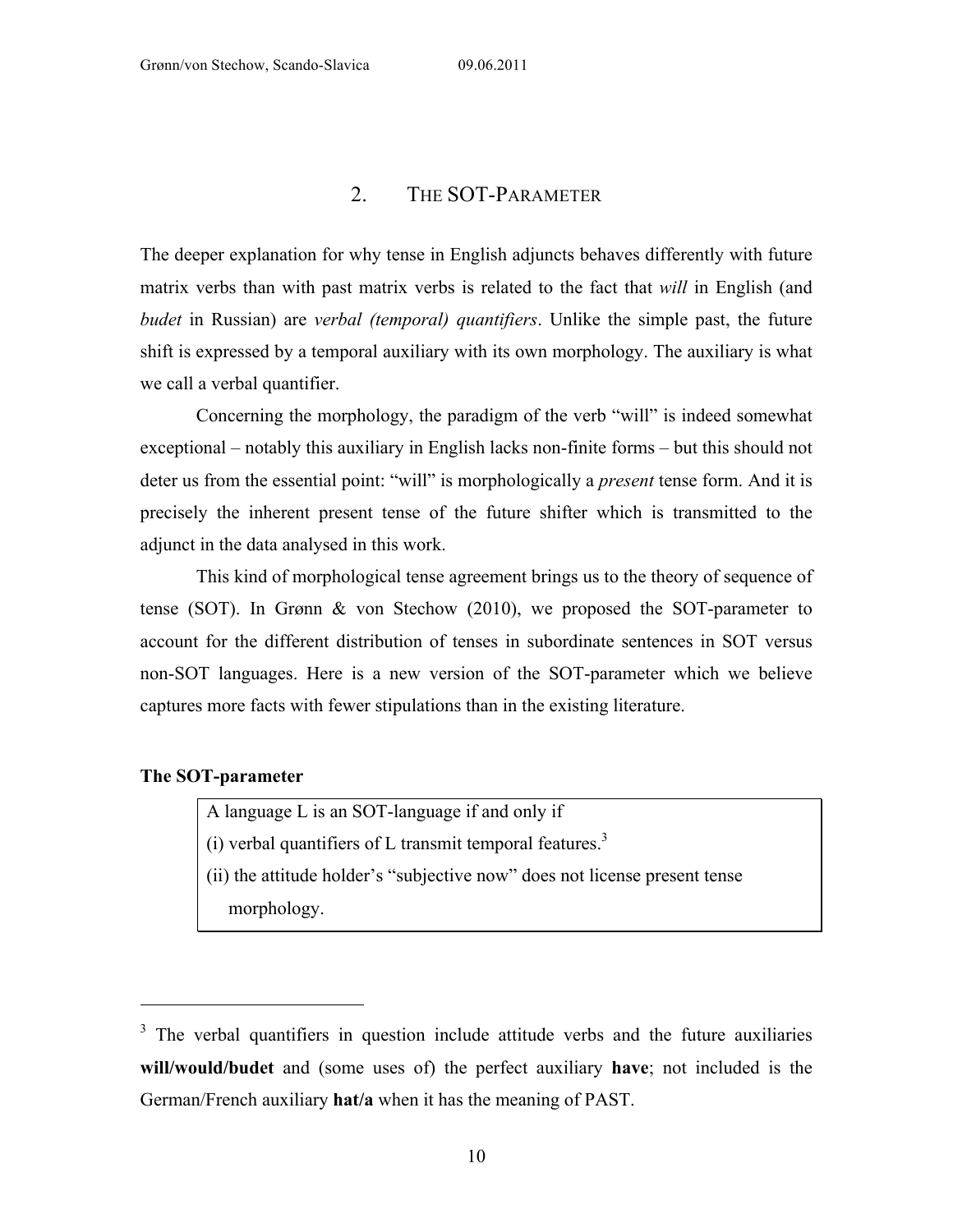## 2. THE SOT-PARAMETER

The deeper explanation for why tense in English adjuncts behaves differently with future matrix verbs than with past matrix verbs is related to the fact that *will* in English (and *budet* in Russian) are *verbal (temporal) quantifiers*. Unlike the simple past, the future shift is expressed by a temporal auxiliary with its own morphology. The auxiliary is what we call a verbal quantifier.

Concerning the morphology, the paradigm of the verb "will" is indeed somewhat exceptional – notably this auxiliary in English lacks non-finite forms – but this should not deter us from the essential point: "will" is morphologically a *present* tense form. And it is precisely the inherent present tense of the future shifter which is transmitted to the adjunct in the data analysed in this work.

This kind of morphological tense agreement brings us to the theory of sequence of tense (SOT). In Grønn & von Stechow (2010), we proposed the SOT-parameter to account for the different distribution of tenses in subordinate sentences in SOT versus non-SOT languages. Here is a new version of the SOT-parameter which we believe captures more facts with fewer stipulations than in the existing literature.

**The SOT-parameter**

> A language L is an SOT-language if and only if
> (i) verbal quantifiers of L transmit temporal features.[3]
> (ii) the attitude holder's "subjective now" does not license present tense morphology.

---

[3] The verbal quantifiers in question include attitude verbs and the future auxiliaries **will/would/budet** and (some uses of) the perfect auxiliary **have**; not included is the German/French auxiliary **hat/a** when it has the meaning of PAST.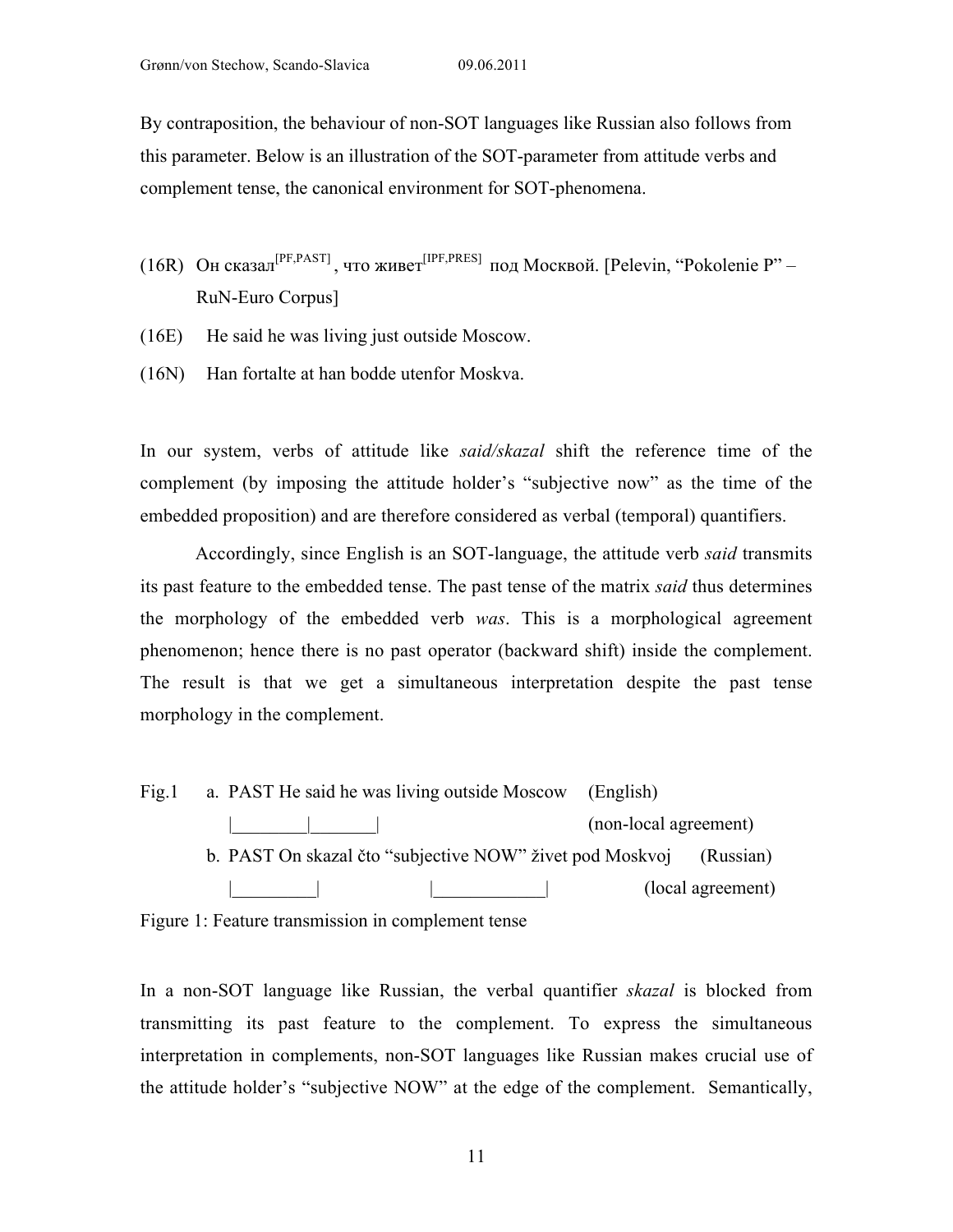By contraposition, the behaviour of non-SOT languages like Russian also follows from this parameter. Below is an illustration of the SOT-parameter from attitude verbs and complement tense, the canonical environment for SOT-phenomena.

(16R) Он сказал[PF,PAST], что живет[IPF,PRES] под Москвой. [Pelevin, "Pokolenie P" – RuN-Euro Corpus]

(16E) He said he was living just outside Moscow.

(16N) Han fortalte at han bodde utenfor Moskva.

In our system, verbs of attitude like *said/skazal* shift the reference time of the complement (by imposing the attitude holder's "subjective now" as the time of the embedded proposition) and are therefore considered as verbal (temporal) quantifiers.

Accordingly, since English is an SOT-language, the attitude verb *said* transmits its past feature to the embedded tense. The past tense of the matrix *said* thus determines the morphology of the embedded verb *was*. This is a morphological agreement phenomenon; hence there is no past operator (backward shift) inside the complement. The result is that we get a simultaneous interpretation despite the past tense morphology in the complement.

```
Fig.1   a. PAST He said he was living outside Moscow     (English)
           |________|_______|                            (non-local agreement)
        b. PAST On skazal čto "subjective NOW" živet pod Moskvoj     (Russian)
           |_________|             |____________|                    (local agreement)
```

Figure 1: Feature transmission in complement tense

In a non-SOT language like Russian, the verbal quantifier *skazal* is blocked from transmitting its past feature to the complement. To express the simultaneous interpretation in complements, non-SOT languages like Russian makes crucial use of the attitude holder's "subjective NOW" at the edge of the complement. Semantically,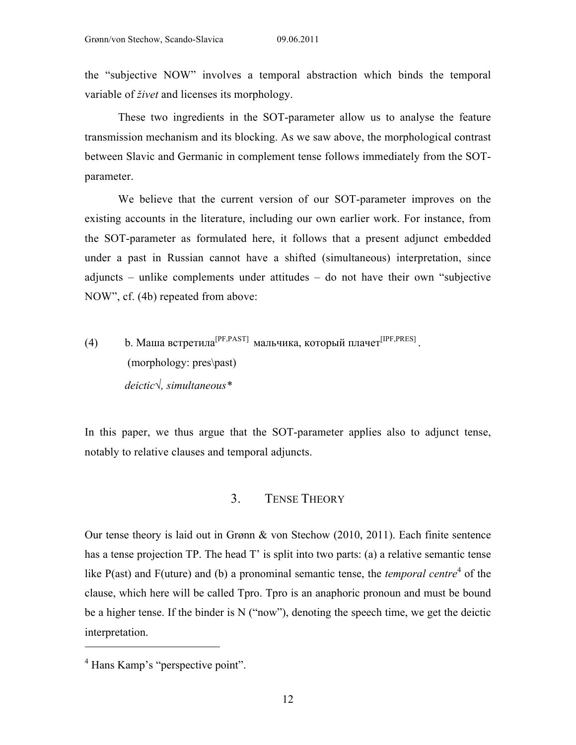the "subjective NOW" involves a temporal abstraction which binds the temporal variable of *živet* and licenses its morphology.

These two ingredients in the SOT-parameter allow us to analyse the feature transmission mechanism and its blocking. As we saw above, the morphological contrast between Slavic and Germanic in complement tense follows immediately from the SOT-parameter.

We believe that the current version of our SOT-parameter improves on the existing accounts in the literature, including our own earlier work. For instance, from the SOT-parameter as formulated here, it follows that a present adjunct embedded under a past in Russian cannot have a shifted (simultaneous) interpretation, since adjuncts – unlike complements under attitudes – do not have their own "subjective NOW", cf. (4b) repeated from above:

(4) b. Маша встретила$^{[PF,PAST]}$ мальчика, который плачет$^{[IPF,PRES]}$.
(morphology: pres\past)
*deictic√, simultaneous\**

In this paper, we thus argue that the SOT-parameter applies also to adjunct tense, notably to relative clauses and temporal adjuncts.

## 3. Tense Theory

Our tense theory is laid out in Grønn & von Stechow (2010, 2011). Each finite sentence has a tense projection TP. The head T' is split into two parts: (a) a relative semantic tense like P(ast) and F(uture) and (b) a pronominal semantic tense, the *temporal centre*[4] of the clause, which here will be called Tpro. Tpro is an anaphoric pronoun and must be bound be a higher tense. If the binder is N ("now"), denoting the speech time, we get the deictic interpretation.

[4] Hans Kamp's "perspective point".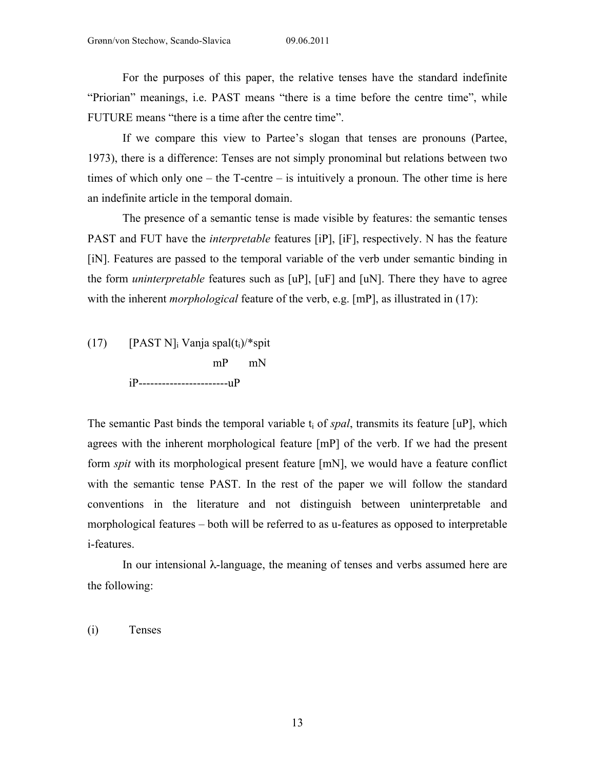For the purposes of this paper, the relative tenses have the standard indefinite "Priorian" meanings, i.e. PAST means "there is a time before the centre time", while FUTURE means "there is a time after the centre time".

If we compare this view to Partee's slogan that tenses are pronouns (Partee, 1973), there is a difference: Tenses are not simply pronominal but relations between two times of which only one – the T-centre – is intuitively a pronoun. The other time is here an indefinite article in the temporal domain.

The presence of a semantic tense is made visible by features: the semantic tenses PAST and FUT have the *interpretable* features [iP], [iF], respectively. N has the feature [iN]. Features are passed to the temporal variable of the verb under semantic binding in the form *uninterpretable* features such as [uP], [uF] and [uN]. There they have to agree with the inherent *morphological* feature of the verb, e.g. [mP], as illustrated in (17):

```
(17)    [PAST N]i Vanja spal(ti)/*spit
                         mP      mN
        iP----------------------uP
```

The semantic Past binds the temporal variable $t_i$ of *spal*, transmits its feature [uP], which agrees with the inherent morphological feature [mP] of the verb. If we had the present form *spit* with its morphological present feature [mN], we would have a feature conflict with the semantic tense PAST. In the rest of the paper we will follow the standard conventions in the literature and not distinguish between uninterpretable and morphological features – both will be referred to as u-features as opposed to interpretable i-features.

In our intensional $\lambda$-language, the meaning of tenses and verbs assumed here are the following:

(i) Tenses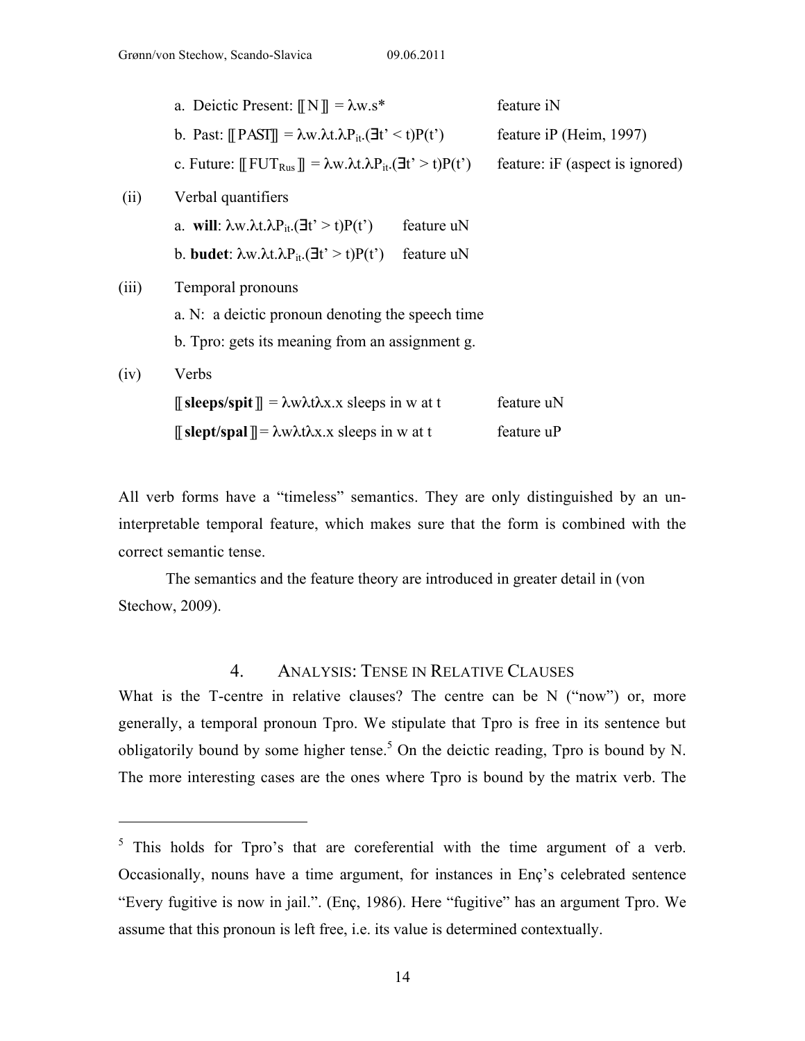a. Deictic Present: $[\![ N ]\!] = \lambda w.s^*$ feature iN

b. Past: $[\![ PAST ]\!] = \lambda w.\lambda t.\lambda P_{it}.(\exists t' < t)P(t')$ feature iP (Heim, 1997)

c. Future: $[\![ FUT_{Rus} ]\!] = \lambda w.\lambda t.\lambda P_{it}.(\exists t' > t)P(t')$ feature: iF (aspect is ignored)

(ii) Verbal quantifiers

a. **will**: $\lambda w.\lambda t.\lambda P_{it}.(\exists t' > t)P(t')$ feature uN

b. **budet**: $\lambda w.\lambda t.\lambda P_{it}.(\exists t' > t)P(t')$ feature uN

(iii) Temporal pronouns

a. N: a deictic pronoun denoting the speech time

b. Tpro: gets its meaning from an assignment g.

(iv) Verbs

$[\![$ **sleeps/spit** $]\!] = \lambda w \lambda t \lambda x.x$ sleeps in w at t feature uN

$[\![$ **slept/spal** $]\!] = \lambda w \lambda t \lambda x.x$ sleeps in w at t feature uP

All verb forms have a "timeless" semantics. They are only distinguished by an uninterpretable temporal feature, which makes sure that the form is combined with the correct semantic tense.

The semantics and the feature theory are introduced in greater detail in (von Stechow, 2009).

## 4. Analysis: Tense in Relative Clauses

What is the T-centre in relative clauses? The centre can be N ("now") or, more generally, a temporal pronoun Tpro. We stipulate that Tpro is free in its sentence but obligatorily bound by some higher tense.[5] On the deictic reading, Tpro is bound by N. The more interesting cases are the ones where Tpro is bound by the matrix verb. The

[5] This holds for Tpro's that are coreferential with the time argument of a verb. Occasionally, nouns have a time argument, for instances in Enç's celebrated sentence "Every fugitive is now in jail.". (Enç, 1986). Here "fugitive" has an argument Tpro. We assume that this pronoun is left free, i.e. its value is determined contextually.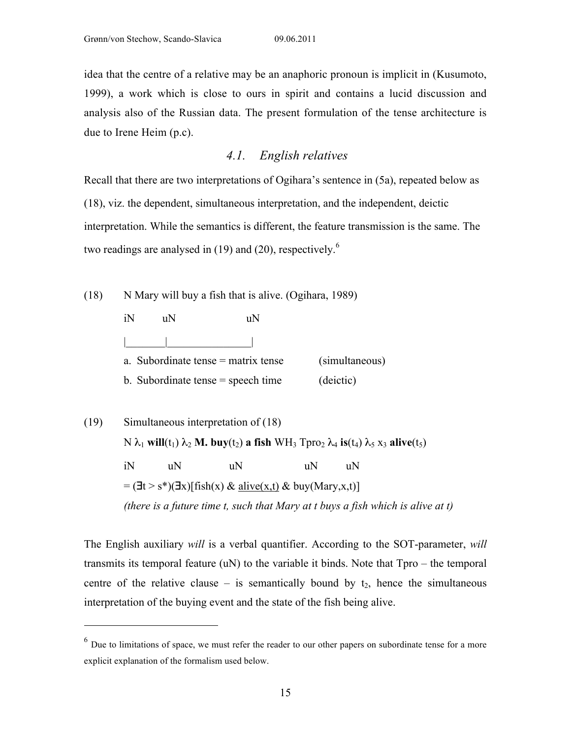idea that the centre of a relative may be an anaphoric pronoun is implicit in (Kusumoto, 1999), a work which is close to ours in spirit and contains a lucid discussion and analysis also of the Russian data. The present formulation of the tense architecture is due to Irene Heim (p.c).

### 4.1. English relatives

Recall that there are two interpretations of Ogihara's sentence in (5a), repeated below as (18), viz. the dependent, simultaneous interpretation, and the independent, deictic interpretation. While the semantics is different, the feature transmission is the same. The two readings are analysed in (19) and (20), respectively.[6]

(18) N Mary will buy a fish that is alive. (Ogihara, 1989)

iN uN uN

|_______|_______________|

a. Subordinate tense = matrix tense (simultaneous)

b. Subordinate tense = speech time (deictic)

(19) Simultaneous interpretation of (18)

N $\lambda_1$ **will**($t_1$) $\lambda_2$ **M. buy**($t_2$) **a fish** $WH_3$ $Tpro_2$ $\lambda_4$ **is**($t_4$) $\lambda_5$ $x_3$ **alive**($t_5$)

iN uN uN uN uN

= $(\exists t > s^*)(\exists x)[\text{fish}(x)\ \&\ \underline{\text{alive}(x,t)}\ \&\ \text{buy}(\text{Mary},x,t)]$

*(there is a future time t, such that Mary at t buys a fish which is alive at t)*

The English auxiliary *will* is a verbal quantifier. According to the SOT-parameter, *will* transmits its temporal feature (uN) to the variable it binds. Note that Tpro – the temporal centre of the relative clause – is semantically bound by $t_2$, hence the simultaneous interpretation of the buying event and the state of the fish being alive.

[6] Due to limitations of space, we must refer the reader to our other papers on subordinate tense for a more explicit explanation of the formalism used below.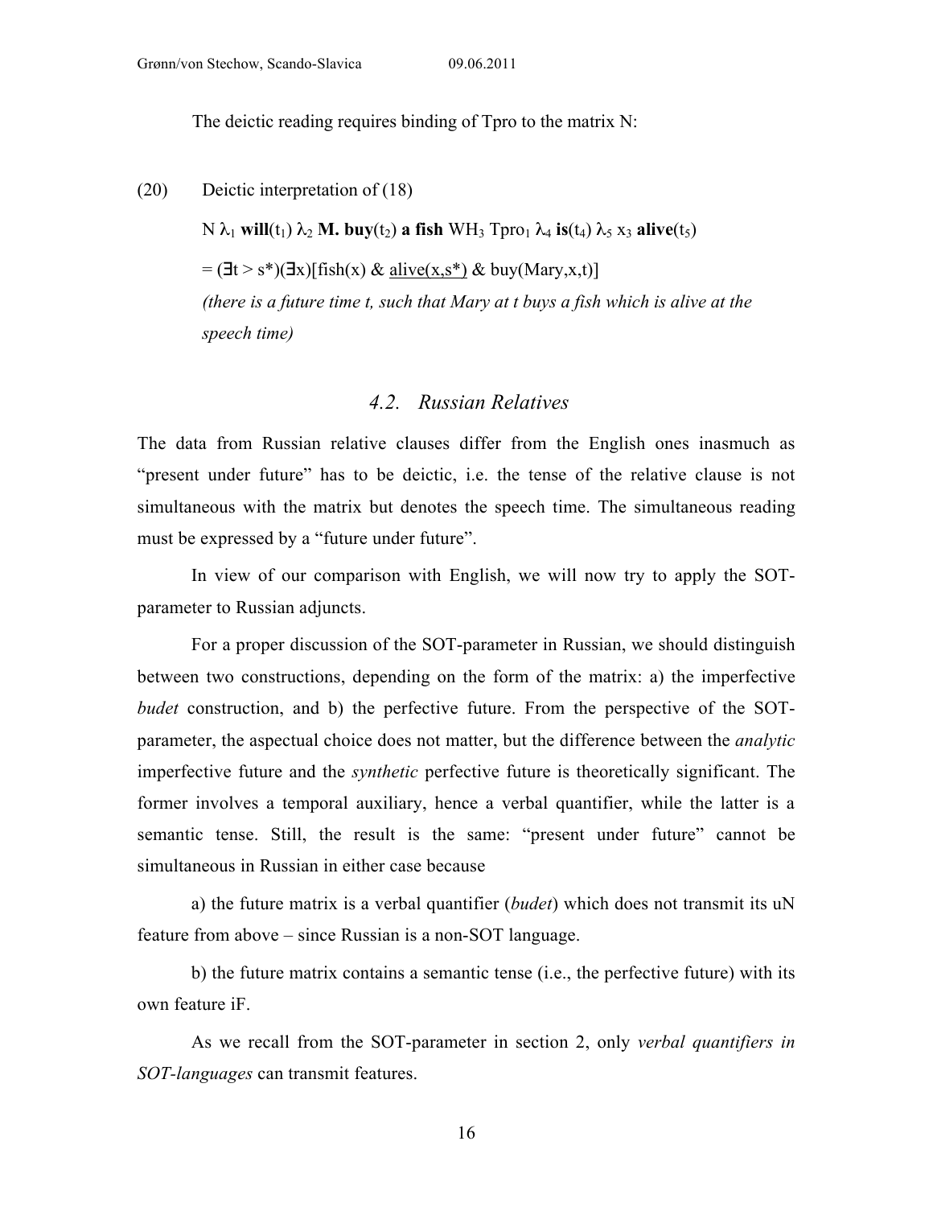The deictic reading requires binding of Tpro to the matrix N:

(20) Deictic interpretation of (18)

N $\lambda_1$ **will**($t_1$) $\lambda_2$ **M. buy**($t_2$) **a fish** $WH_3$ $Tpro_1$ $\lambda_4$ **is**($t_4$) $\lambda_5$ $x_3$ **alive**($t_5$)

= $(\exists t > s^*)(\exists x)$[fish(x) & <u>alive(x,s*)</u> & buy(Mary,x,t)]

*(there is a future time t, such that Mary at t buys a fish which is alive at the speech time)*

### 4.2. Russian Relatives

The data from Russian relative clauses differ from the English ones inasmuch as "present under future" has to be deictic, i.e. the tense of the relative clause is not simultaneous with the matrix but denotes the speech time. The simultaneous reading must be expressed by a "future under future".

In view of our comparison with English, we will now try to apply the SOT-parameter to Russian adjuncts.

For a proper discussion of the SOT-parameter in Russian, we should distinguish between two constructions, depending on the form of the matrix: a) the imperfective *budet* construction, and b) the perfective future. From the perspective of the SOT-parameter, the aspectual choice does not matter, but the difference between the *analytic* imperfective future and the *synthetic* perfective future is theoretically significant. The former involves a temporal auxiliary, hence a verbal quantifier, while the latter is a semantic tense. Still, the result is the same: "present under future" cannot be simultaneous in Russian in either case because

a) the future matrix is a verbal quantifier (*budet*) which does not transmit its uN feature from above – since Russian is a non-SOT language.

b) the future matrix contains a semantic tense (i.e., the perfective future) with its own feature iF.

As we recall from the SOT-parameter in section 2, only *verbal quantifiers in SOT-languages* can transmit features.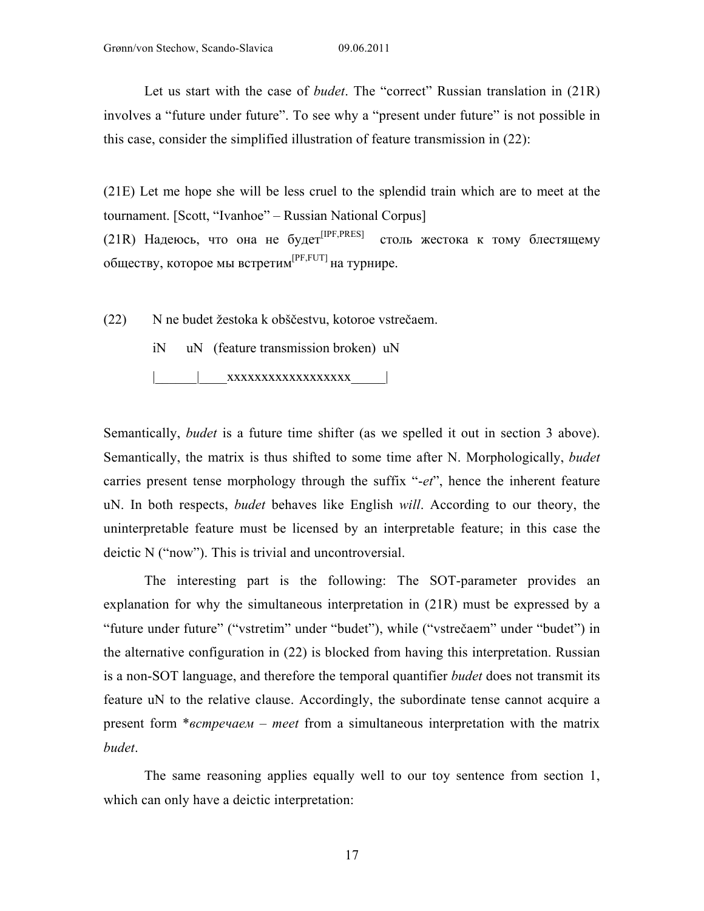Let us start with the case of *budet*. The "correct" Russian translation in (21R) involves a "future under future". To see why a "present under future" is not possible in this case, consider the simplified illustration of feature transmission in (22):

(21E) Let me hope she will be less cruel to the splendid train which are to meet at the tournament. [Scott, "Ivanhoe" – Russian National Corpus]

(21R) Надеюсь, что она не будет[IPF,PRES] столь жестока к тому блестящему обществу, которое мы встретим[PF,FUT] на турнире.

(22) N ne budet žestoka k obščestvu, kotoroe vstrečaem.

iN uN (feature transmission broken) uN

|______|____xxxxxxxxxxxxxxxxxx_____|

Semantically, *budet* is a future time shifter (as we spelled it out in section 3 above). Semantically, the matrix is thus shifted to some time after N. Morphologically, *budet* carries present tense morphology through the suffix "-*et*", hence the inherent feature uN. In both respects, *budet* behaves like English *will*. According to our theory, the uninterpretable feature must be licensed by an interpretable feature; in this case the deictic N ("now"). This is trivial and uncontroversial.

The interesting part is the following: The SOT-parameter provides an explanation for why the simultaneous interpretation in (21R) must be expressed by a "future under future" ("vstretim" under "budet"), while ("vstrečaem" under "budet") in the alternative configuration in (22) is blocked from having this interpretation. Russian is a non-SOT language, and therefore the temporal quantifier *budet* does not transmit its feature uN to the relative clause. Accordingly, the subordinate tense cannot acquire a present form \**встречаем* – *meet* from a simultaneous interpretation with the matrix *budet*.

The same reasoning applies equally well to our toy sentence from section 1, which can only have a deictic interpretation: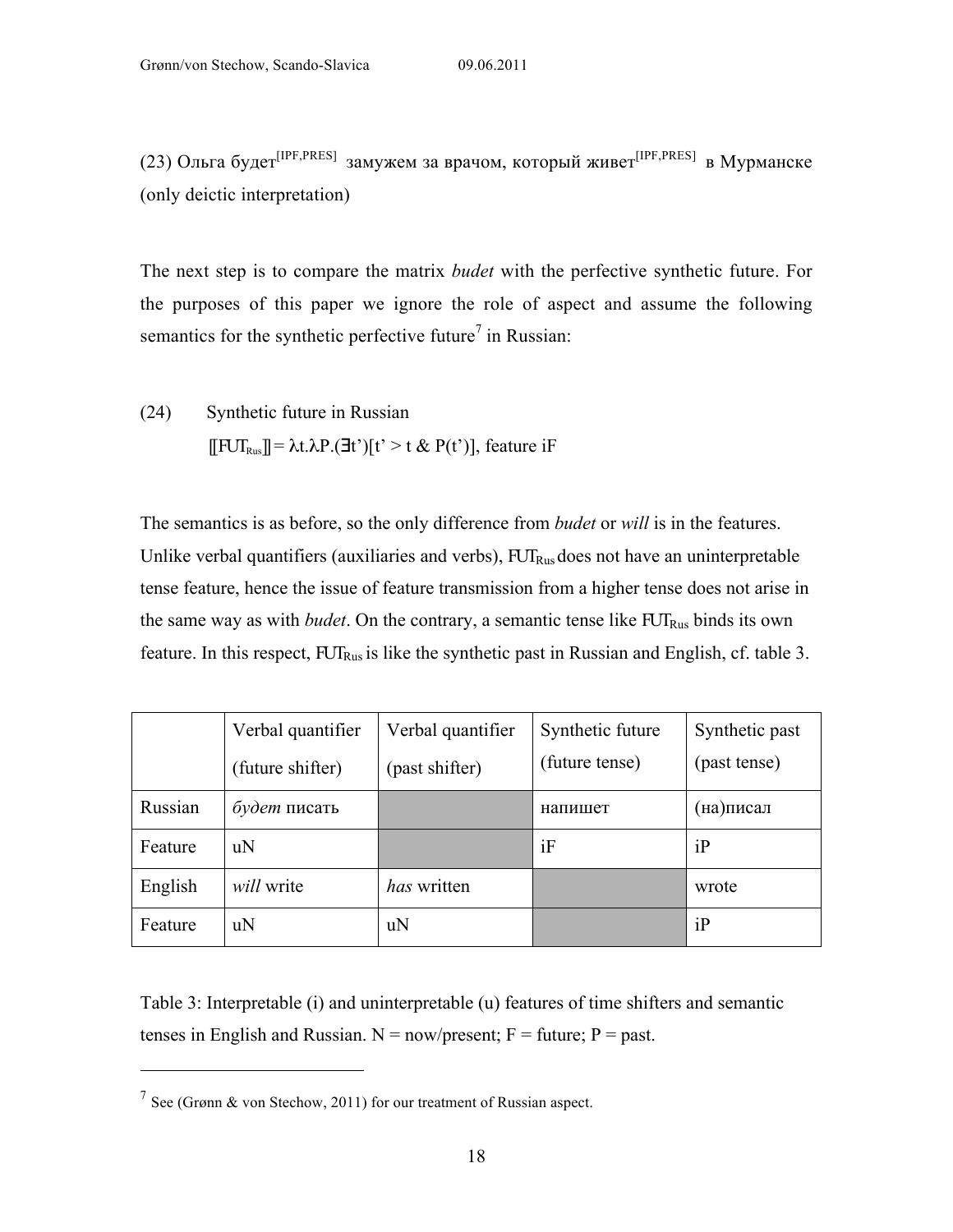(23) Ольга будет$^{[IPF,PRES]}$ замужем за врачом, который живет$^{[IPF,PRES]}$ в Мурманске (only deictic interpretation)

The next step is to compare the matrix *budet* with the perfective synthetic future. For the purposes of this paper we ignore the role of aspect and assume the following semantics for the synthetic perfective future[7] in Russian:

(24) Synthetic future in Russian

$[\![\mathrm{FUT_{Rus}}]\!] = \lambda t.\lambda P.(\exists t')[t' > t \;\&\; P(t')]$, feature iF

The semantics is as before, so the only difference from *budet* or *will* is in the features. Unlike verbal quantifiers (auxiliaries and verbs), $\mathrm{FUT_{Rus}}$ does not have an uninterpretable tense feature, hence the issue of feature transmission from a higher tense does not arise in the same way as with *budet*. On the contrary, a semantic tense like $\mathrm{FUT_{Rus}}$ binds its own feature. In this respect, $\mathrm{FUT_{Rus}}$ is like the synthetic past in Russian and English, cf. table 3.

| | Verbal quantifier (future shifter) | Verbal quantifier (past shifter) | Synthetic future (future tense) | Synthetic past (past tense) |
|---|---|---|---|---|
| Russian | *будет* писать | | напишет | (на)писал |
| Feature | uN | | iF | iP |
| English | *will* write | *has* written | | wrote |
| Feature | uN | uN | | iP |

Table 3: Interpretable (i) and uninterpretable (u) features of time shifters and semantic tenses in English and Russian. N = now/present; F = future; P = past.

---

[7] See (Grønn & von Stechow, 2011) for our treatment of Russian aspect.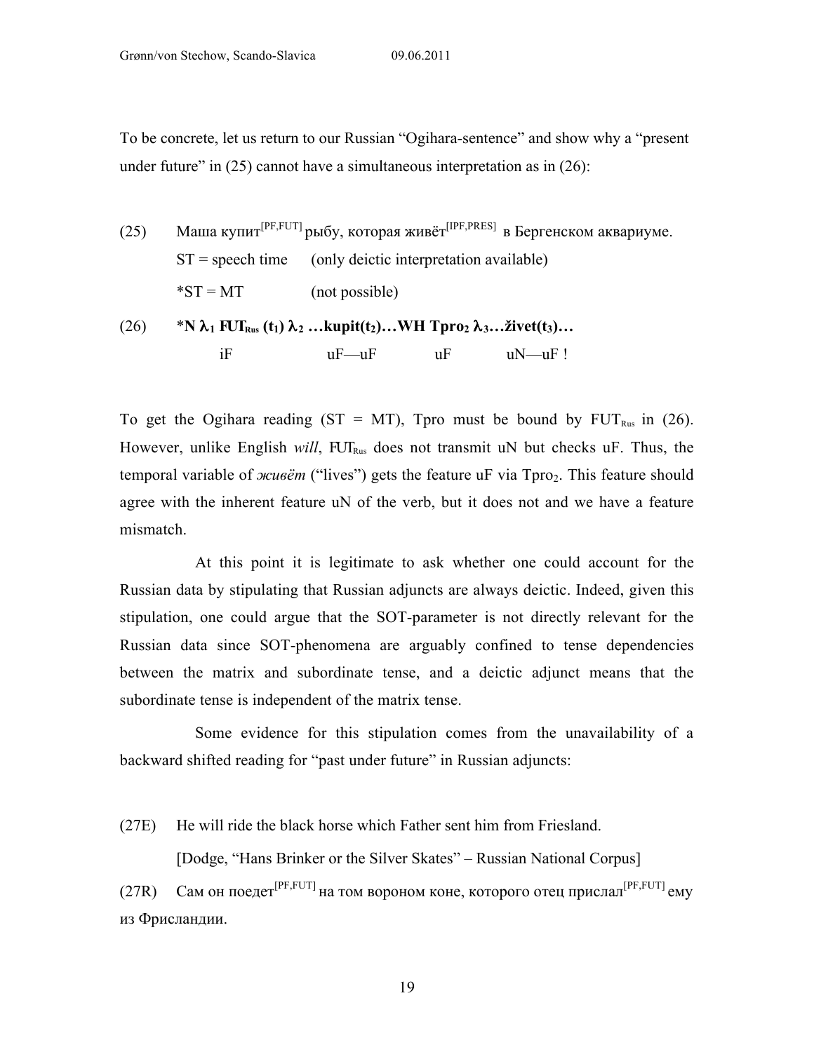To be concrete, let us return to our Russian "Ogihara-sentence" and show why a "present under future" in (25) cannot have a simultaneous interpretation as in (26):

(25) Маша купит$^{[PF,FUT]}$ рыбу, которая живёт$^{[IPF,PRES]}$ в Бергенском аквариуме.

ST = speech time (only deictic interpretation available)

*ST = MT (not possible)

(26) ***N $\lambda_1$ FUT$_{Rus}$ (t$_1$) $\lambda_2$ …kupit(t$_2$)…WH Tpro$_2$ $\lambda_3$…živet(t$_3$)…**

iF uF—uF uF uN—uF !

To get the Ogihara reading (ST = MT), Tpro must be bound by FUT$_{Rus}$ in (26). However, unlike English *will*, FUT$_{Rus}$ does not transmit uN but checks uF. Thus, the temporal variable of *живёт* ("lives") gets the feature uF via Tpro$_2$. This feature should agree with the inherent feature uN of the verb, but it does not and we have a feature mismatch.

At this point it is legitimate to ask whether one could account for the Russian data by stipulating that Russian adjuncts are always deictic. Indeed, given this stipulation, one could argue that the SOT-parameter is not directly relevant for the Russian data since SOT-phenomena are arguably confined to tense dependencies between the matrix and subordinate tense, and a deictic adjunct means that the subordinate tense is independent of the matrix tense.

Some evidence for this stipulation comes from the unavailability of a backward shifted reading for "past under future" in Russian adjuncts:

(27E) He will ride the black horse which Father sent him from Friesland.

[Dodge, "Hans Brinker or the Silver Skates" – Russian National Corpus]

(27R) Сам он поедет$^{[PF,FUT]}$ на том вороном коне, которого отец прислал$^{[PF,FUT]}$ ему из Фрисландии.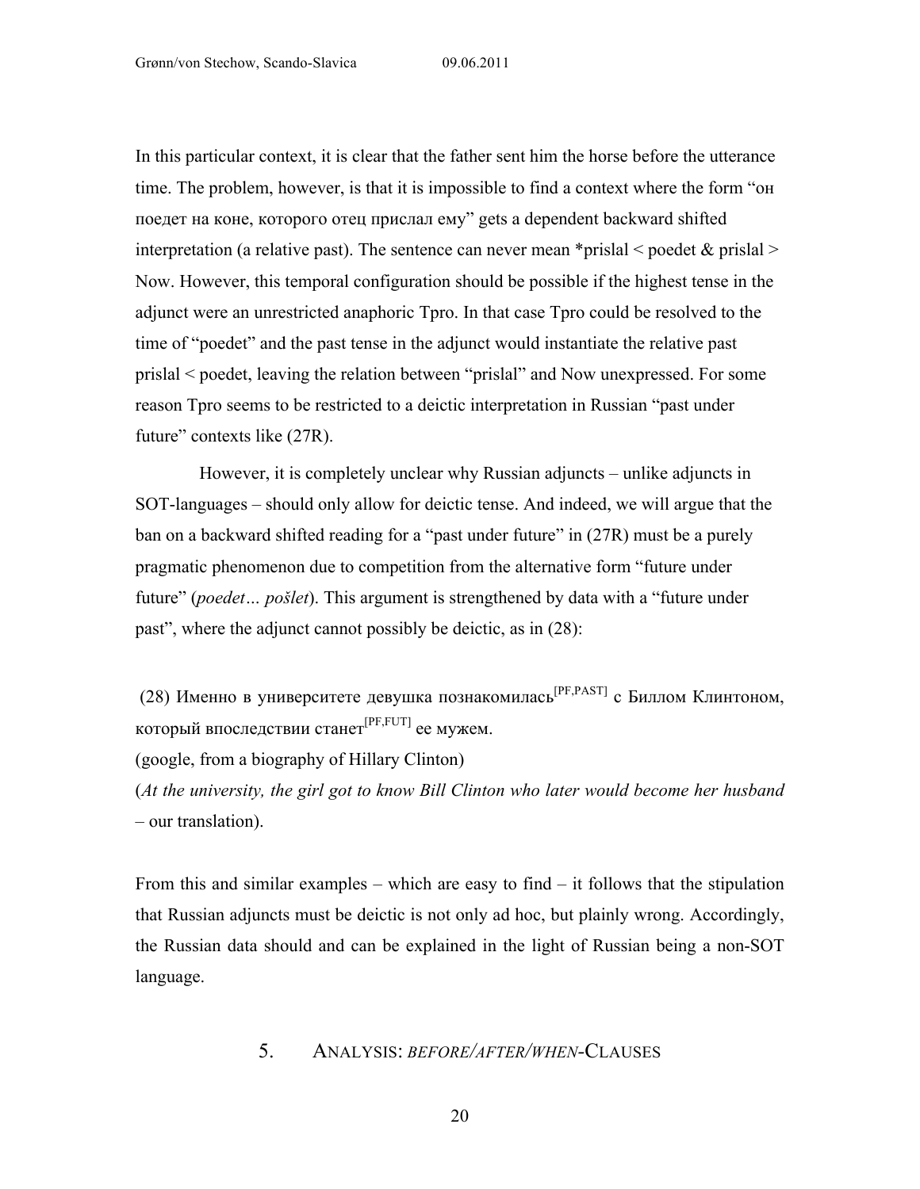In this particular context, it is clear that the father sent him the horse before the utterance time. The problem, however, is that it is impossible to find a context where the form "он поедет на коне, которого отец прислал ему" gets a dependent backward shifted interpretation (a relative past). The sentence can never mean *prislal < poedet & prislal > Now. However, this temporal configuration should be possible if the highest tense in the adjunct were an unrestricted anaphoric Tpro. In that case Tpro could be resolved to the time of "poedet" and the past tense in the adjunct would instantiate the relative past prislal < poedet, leaving the relation between "prislal" and Now unexpressed. For some reason Tpro seems to be restricted to a deictic interpretation in Russian "past under future" contexts like (27R).

However, it is completely unclear why Russian adjuncts – unlike adjuncts in SOT-languages – should only allow for deictic tense. And indeed, we will argue that the ban on a backward shifted reading for a "past under future" in (27R) must be a purely pragmatic phenomenon due to competition from the alternative form "future under future" (*poedet… pošlet*). This argument is strengthened by data with a "future under past", where the adjunct cannot possibly be deictic, as in (28):

(28) Именно в университете девушка познакомилась[PF,PAST] с Биллом Клинтоном, который впоследствии станет[PF,FUT] ее мужем.
(google, from a biography of Hillary Clinton)
(*At the university, the girl got to know Bill Clinton who later would become her husband* – our translation).

From this and similar examples – which are easy to find – it follows that the stipulation that Russian adjuncts must be deictic is not only ad hoc, but plainly wrong. Accordingly, the Russian data should and can be explained in the light of Russian being a non-SOT language.

## 5. Analysis: *Before/After/When*-Clauses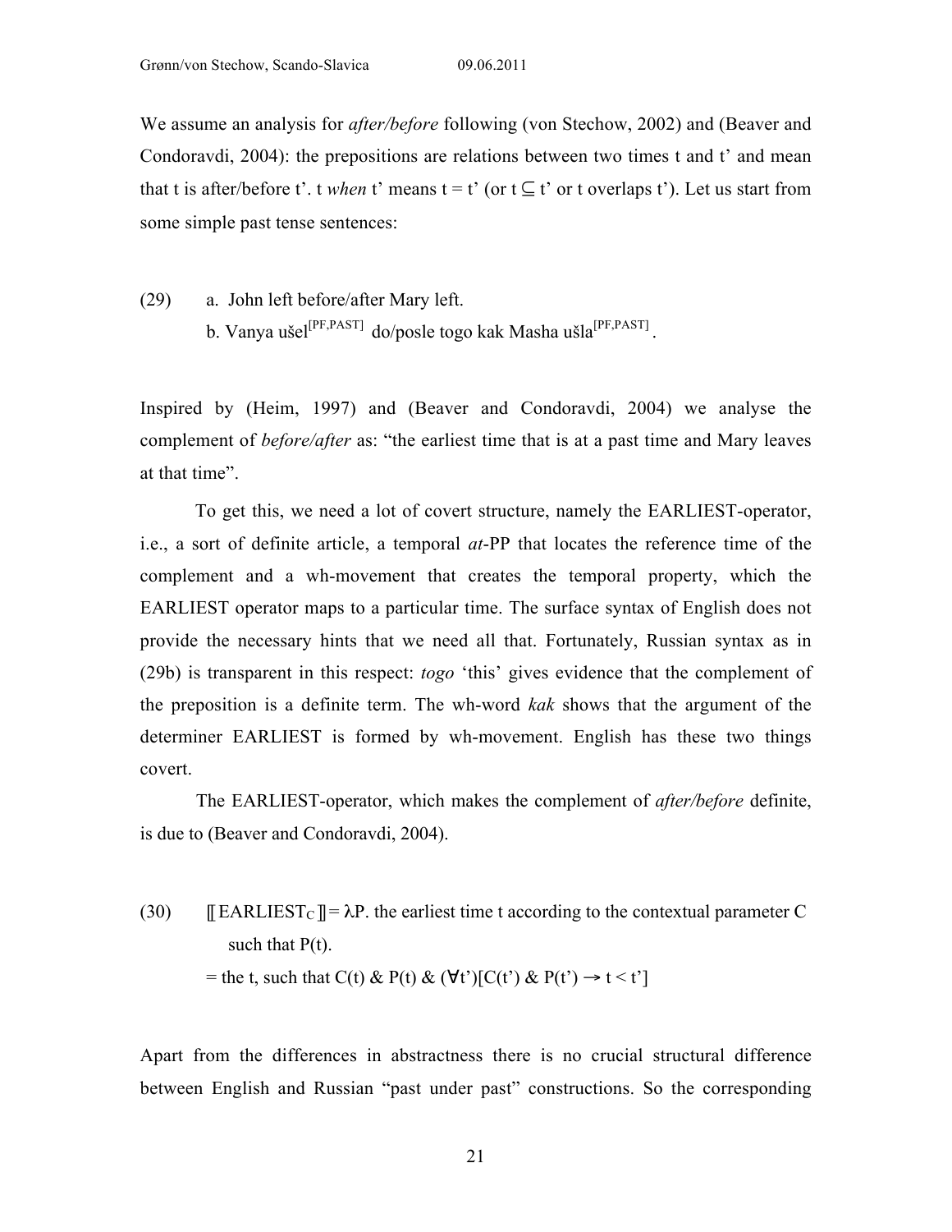We assume an analysis for *after/before* following (von Stechow, 2002) and (Beaver and Condoravdi, 2004): the prepositions are relations between two times t and t' and mean that t is after/before t'. t *when* t' means t = t' (or t ⊆ t' or t overlaps t'). Let us start from some simple past tense sentences:

(29) a. John left before/after Mary left.

b. Vanya ušel$^{[PF,PAST]}$ do/posle togo kak Masha ušla$^{[PF,PAST]}$.

Inspired by (Heim, 1997) and (Beaver and Condoravdi, 2004) we analyse the complement of *before/after* as: "the earliest time that is at a past time and Mary leaves at that time".

To get this, we need a lot of covert structure, namely the EARLIEST-operator, i.e., a sort of definite article, a temporal *at*-PP that locates the reference time of the complement and a wh-movement that creates the temporal property, which the EARLIEST operator maps to a particular time. The surface syntax of English does not provide the necessary hints that we need all that. Fortunately, Russian syntax as in (29b) is transparent in this respect: *togo* 'this' gives evidence that the complement of the preposition is a definite term. The wh-word *kak* shows that the argument of the determiner EARLIEST is formed by wh-movement. English has these two things covert.

The EARLIEST-operator, which makes the complement of *after/before* definite, is due to (Beaver and Condoravdi, 2004).

(30) $[\![\text{EARLIEST}_C]\!] = \lambda P.$ the earliest time t according to the contextual parameter C such that P(t).

= the t, such that $C(t)\ \&\ P(t)\ \&\ (\forall t')[C(t')\ \&\ P(t') \rightarrow t < t']$

Apart from the differences in abstractness there is no crucial structural difference between English and Russian "past under past" constructions. So the corresponding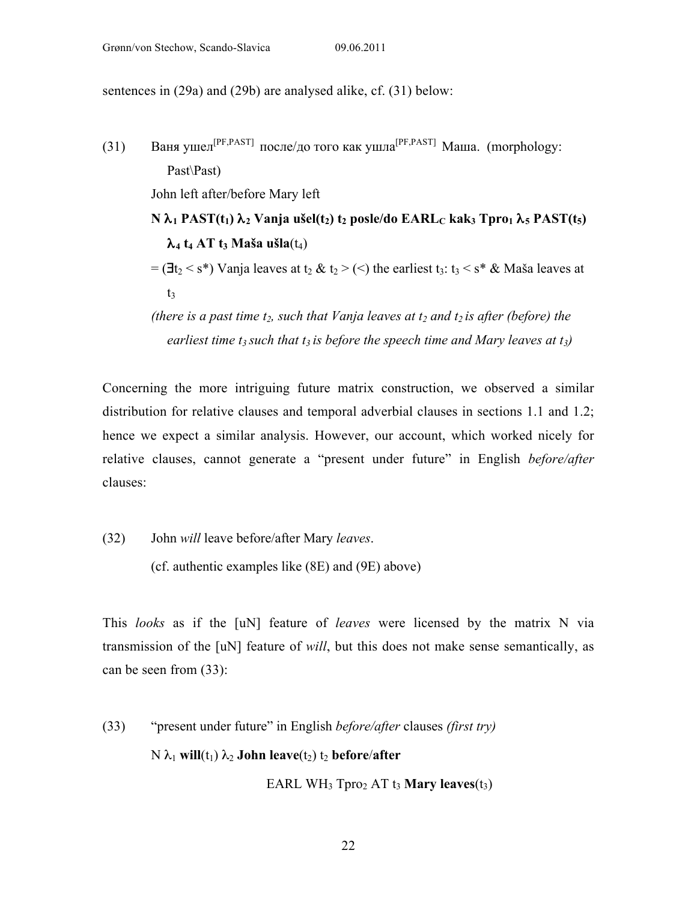sentences in (29a) and (29b) are analysed alike, cf. (31) below:

(31) Ваня ушел[PF,PAST] после/до того как ушла[PF,PAST] Маша. (morphology: Past\Past)

John left after/before Mary left

**N $\lambda_1$ PAST($t_1$) $\lambda_2$ Vanja ušel($t_2$) $t_2$ posle/do EARL$_C$ kak$_3$ Tpro$_1$ $\lambda_5$ PAST($t_5$) $\lambda_4$ $t_4$ AT $t_3$ Maša ušla**($t_4$)

= ($\exists t_2 < s^*$) Vanja leaves at $t_2$ & $t_2 >$ ($<$) the earliest $t_3$: $t_3 < s^*$ & Maša leaves at $t_3$

*(there is a past time $t_2$, such that Vanja leaves at $t_2$ and $t_2$ is after (before) the earliest time $t_3$ such that $t_3$ is before the speech time and Mary leaves at $t_3$)*

Concerning the more intriguing future matrix construction, we observed a similar distribution for relative clauses and temporal adverbial clauses in sections 1.1 and 1.2; hence we expect a similar analysis. However, our account, which worked nicely for relative clauses, cannot generate a "present under future" in English *before/after* clauses:

(32) John *will* leave before/after Mary *leaves*.

(cf. authentic examples like (8E) and (9E) above)

This *looks* as if the [uN] feature of *leaves* were licensed by the matrix N via transmission of the [uN] feature of *will*, but this does not make sense semantically, as can be seen from (33):

(33) "present under future" in English *before/after* clauses *(first try)*

N $\lambda_1$ **will**($t_1$) $\lambda_2$ **John leave**($t_2$) $t_2$ **before**/**after**

EARL WH$_3$ Tpro$_2$ AT $t_3$ **Mary leaves**($t_3$)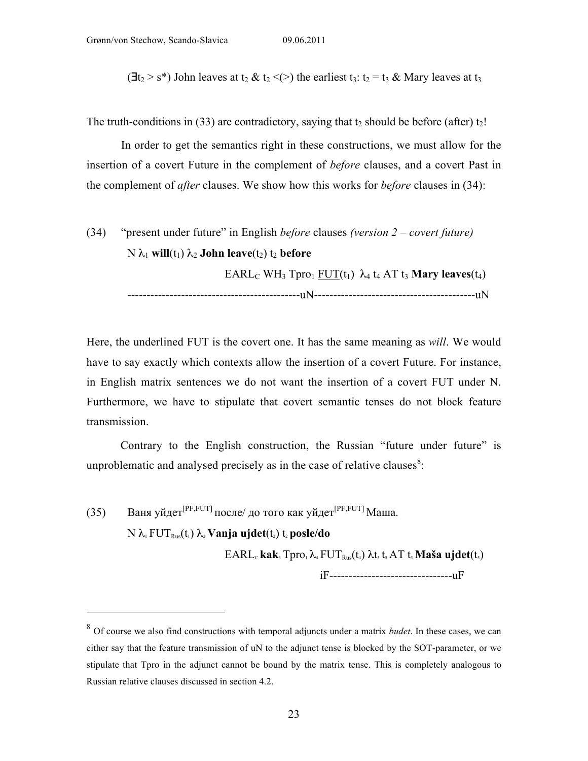($\exists t_2 > s^*$) John leaves at $t_2$ & $t_2$ <(>) the earliest $t_3$: $t_2 = t_3$ & Mary leaves at $t_3$

The truth-conditions in (33) are contradictory, saying that $t_2$ should be before (after) $t_2$!

In order to get the semantics right in these constructions, we must allow for the insertion of a covert Future in the complement of *before* clauses, and a covert Past in the complement of *after* clauses. We show how this works for *before* clauses in (34):

(34) "present under future" in English *before* clauses *(version 2 – covert future)*

N $\lambda_1$ **will**($t_1$) $\lambda_2$ **John leave**($t_2$) $t_2$ **before**

EARL$_C$ WH$_3$ Tpro$_1$ <u>FUT</u>($t_1$) $\lambda_4$ $t_4$ AT $t_3$ **Mary leaves**($t_4$)

---------------------------------------------uN------------------------------------------uN

Here, the underlined FUT is the covert one. It has the same meaning as *will*. We would have to say exactly which contexts allow the insertion of a covert Future. For instance, in English matrix sentences we do not want the insertion of a covert FUT under N. Furthermore, we have to stipulate that covert semantic tenses do not block feature transmission.

Contrary to the English construction, the Russian "future under future" is unproblematic and analysed precisely as in the case of relative clauses[8]:

(35) Ваня уйдет$^{[PF,FUT]}$ после/ до того как уйдет$^{[PF,FUT]}$ Маша.

N $\lambda_1$ FUT$_{Rus}$($t_1$) $\lambda_2$ **Vanja ujdet**($t_2$) $t_2$ **posle/do**

EARL$_c$ **kak**$_3$ Tpro$_1$ $\lambda_4$ FUT$_{Rus}$($t_4$) $\lambda t_5$ $t_5$ AT $t_3$ **Maša ujdet**($t_5$)

iF--------------------------------uF

[8] Of course we also find constructions with temporal adjuncts under a matrix *budet*. In these cases, we can either say that the feature transmission of uN to the adjunct tense is blocked by the SOT-parameter, or we stipulate that Tpro in the adjunct cannot be bound by the matrix tense. This is completely analogous to Russian relative clauses discussed in section 4.2.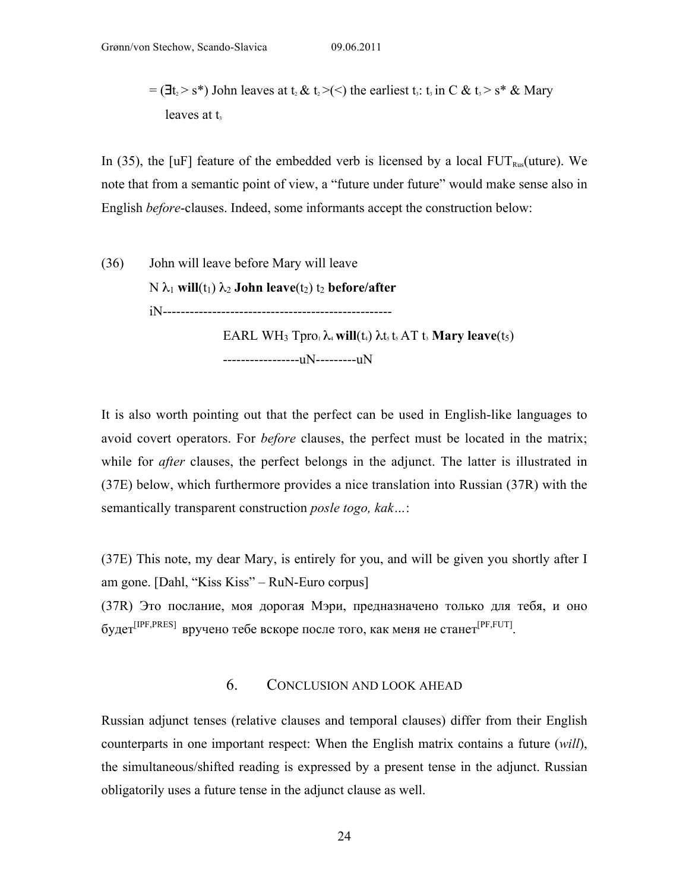= $(\exists t_2 > s^*)$ John leaves at $t_2$ & $t_2 >(<)$ the earliest $t_3$: $t_3$ in C & $t_3 > s^*$ & Mary leaves at $t_3$

In (35), the [uF] feature of the embedded verb is licensed by a local $\text{FUT}_{\text{Rus}}$(uture). We note that from a semantic point of view, a "future under future" would make sense also in English *before*-clauses. Indeed, some informants accept the construction below:

(36) John will leave before Mary will leave

N $\lambda_1$ **will**($t_1$) $\lambda_2$ **John leave**($t_2$) $t_2$ **before/after**

iN---------------------------------------------------

EARL WH$_3$ Tpro$_1$ $\lambda_4$ **will**($t_4$) $\lambda t_5$ $t_5$ AT $t_3$ **Mary leave**($t_5$)

-----------------uN---------uN

It is also worth pointing out that the perfect can be used in English-like languages to avoid covert operators. For *before* clauses, the perfect must be located in the matrix; while for *after* clauses, the perfect belongs in the adjunct. The latter is illustrated in (37E) below, which furthermore provides a nice translation into Russian (37R) with the semantically transparent construction *posle togo, kak…*:

(37E) This note, my dear Mary, is entirely for you, and will be given you shortly after I am gone. [Dahl, "Kiss Kiss" – RuN-Euro corpus]

(37R) Это послание, моя дорогая Мэри, предназначено только для тебя, и оно будет[IPF,PRES] вручено тебе вскоре после того, как меня не станет[PF,FUT].

## 6. Conclusion and look ahead

Russian adjunct tenses (relative clauses and temporal clauses) differ from their English counterparts in one important respect: When the English matrix contains a future (*will*), the simultaneous/shifted reading is expressed by a present tense in the adjunct. Russian obligatorily uses a future tense in the adjunct clause as well.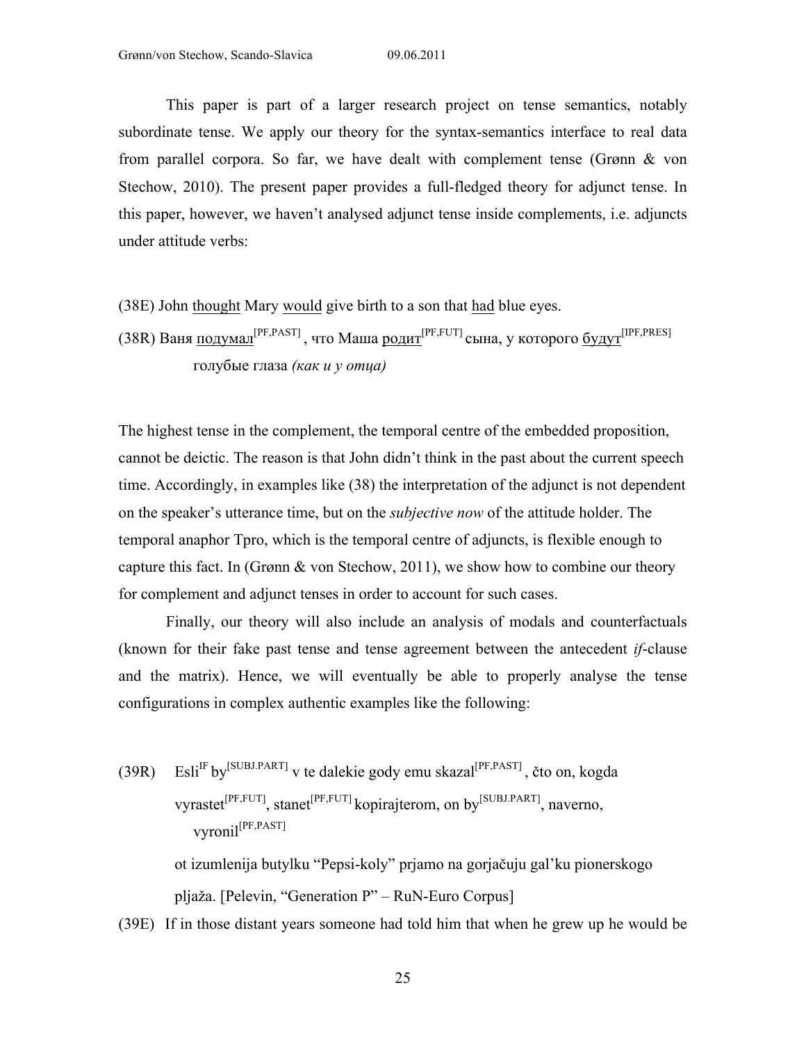This paper is part of a larger research project on tense semantics, notably subordinate tense. We apply our theory for the syntax-semantics interface to real data from parallel corpora. So far, we have dealt with complement tense (Grønn & von Stechow, 2010). The present paper provides a full-fledged theory for adjunct tense. In this paper, however, we haven't analysed adjunct tense inside complements, i.e. adjuncts under attitude verbs:

(38E) John <u>thought</u> Mary <u>would</u> give birth to a son that <u>had</u> blue eyes.

(38R) Ваня <u>подумал</u>[PF,PAST] , что Маша <u>родит</u>[PF,FUT] сына, у которого <u>будут</u>[IPF,PRES] голубые глаза *(как и у отца)*

The highest tense in the complement, the temporal centre of the embedded proposition, cannot be deictic. The reason is that John didn't think in the past about the current speech time. Accordingly, in examples like (38) the interpretation of the adjunct is not dependent on the speaker's utterance time, but on the *subjective now* of the attitude holder. The temporal anaphor Tpro, which is the temporal centre of adjuncts, is flexible enough to capture this fact. In (Grønn & von Stechow, 2011), we show how to combine our theory for complement and adjunct tenses in order to account for such cases.

Finally, our theory will also include an analysis of modals and counterfactuals (known for their fake past tense and tense agreement between the antecedent *if*-clause and the matrix). Hence, we will eventually be able to properly analyse the tense configurations in complex authentic examples like the following:

(39R) Esli[IF] by[SUBJ.PART] v te dalekie gody emu skazal[PF,PAST] , čto on, kogda vyrastet[PF,FUT], stanet[PF,FUT] kopirajterom, on by[SUBJ.PART], naverno, vyronil[PF,PAST] ot izumlenija butylku "Pepsi-koly" prjamo na gorjačuju gal'ku pionerskogo pljaža. [Pelevin, "Generation P" – RuN-Euro Corpus]

(39E) If in those distant years someone had told him that when he grew up he would be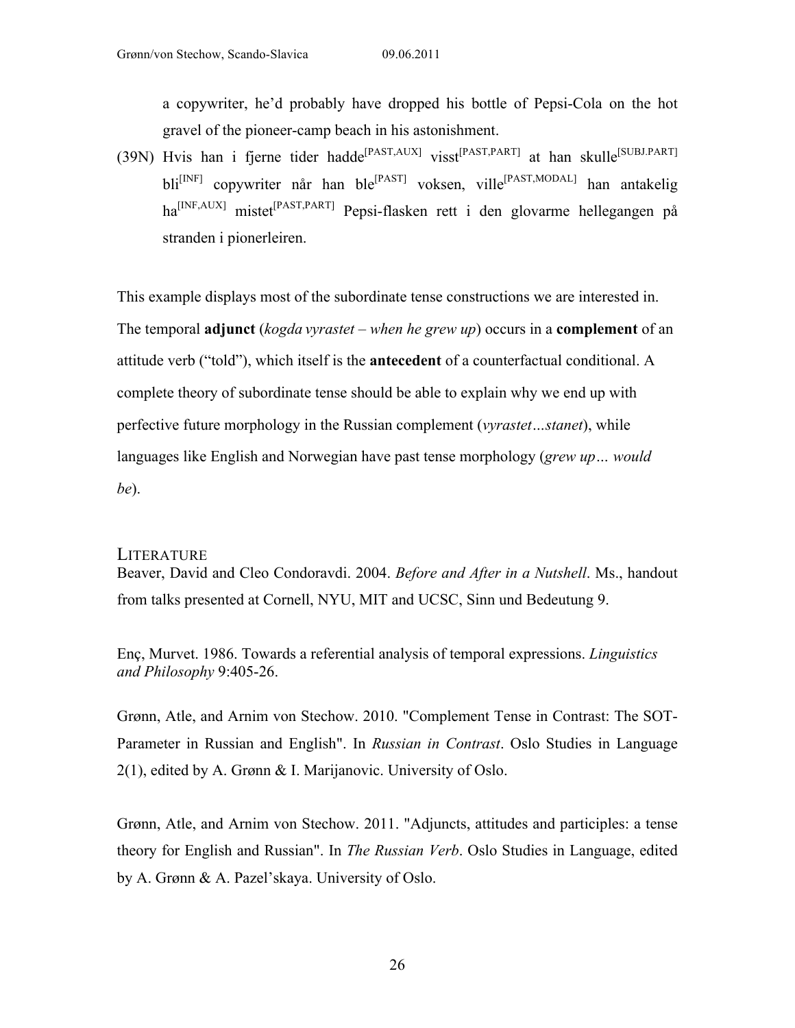a copywriter, he'd probably have dropped his bottle of Pepsi-Cola on the hot gravel of the pioneer-camp beach in his astonishment.

(39N) Hvis han i fjerne tider hadde[PAST,AUX] visst[PAST,PART] at han skulle[SUBJ.PART] bli[INF] copywriter når han ble[PAST] voksen, ville[PAST,MODAL] han antakelig ha[INF,AUX] mistet[PAST,PART] Pepsi-flasken rett i den glovarme hellegangen på stranden i pionerleiren.

This example displays most of the subordinate tense constructions we are interested in. The temporal **adjunct** (*kogda vyrastet – when he grew up*) occurs in a **complement** of an attitude verb ("told"), which itself is the **antecedent** of a counterfactual conditional. A complete theory of subordinate tense should be able to explain why we end up with perfective future morphology in the Russian complement (*vyrastet…stanet*), while languages like English and Norwegian have past tense morphology (*grew up… would be*).

## LITERATURE

Beaver, David and Cleo Condoravdi. 2004. *Before and After in a Nutshell*. Ms., handout from talks presented at Cornell, NYU, MIT and UCSC, Sinn und Bedeutung 9.

Enç, Murvet. 1986. Towards a referential analysis of temporal expressions. *Linguistics and Philosophy* 9:405-26.

Grønn, Atle, and Arnim von Stechow. 2010. "Complement Tense in Contrast: The SOT-Parameter in Russian and English". In *Russian in Contrast*. Oslo Studies in Language 2(1), edited by A. Grønn & I. Marijanovic. University of Oslo.

Grønn, Atle, and Arnim von Stechow. 2011. "Adjuncts, attitudes and participles: a tense theory for English and Russian". In *The Russian Verb*. Oslo Studies in Language, edited by A. Grønn & A. Pazel'skaya. University of Oslo.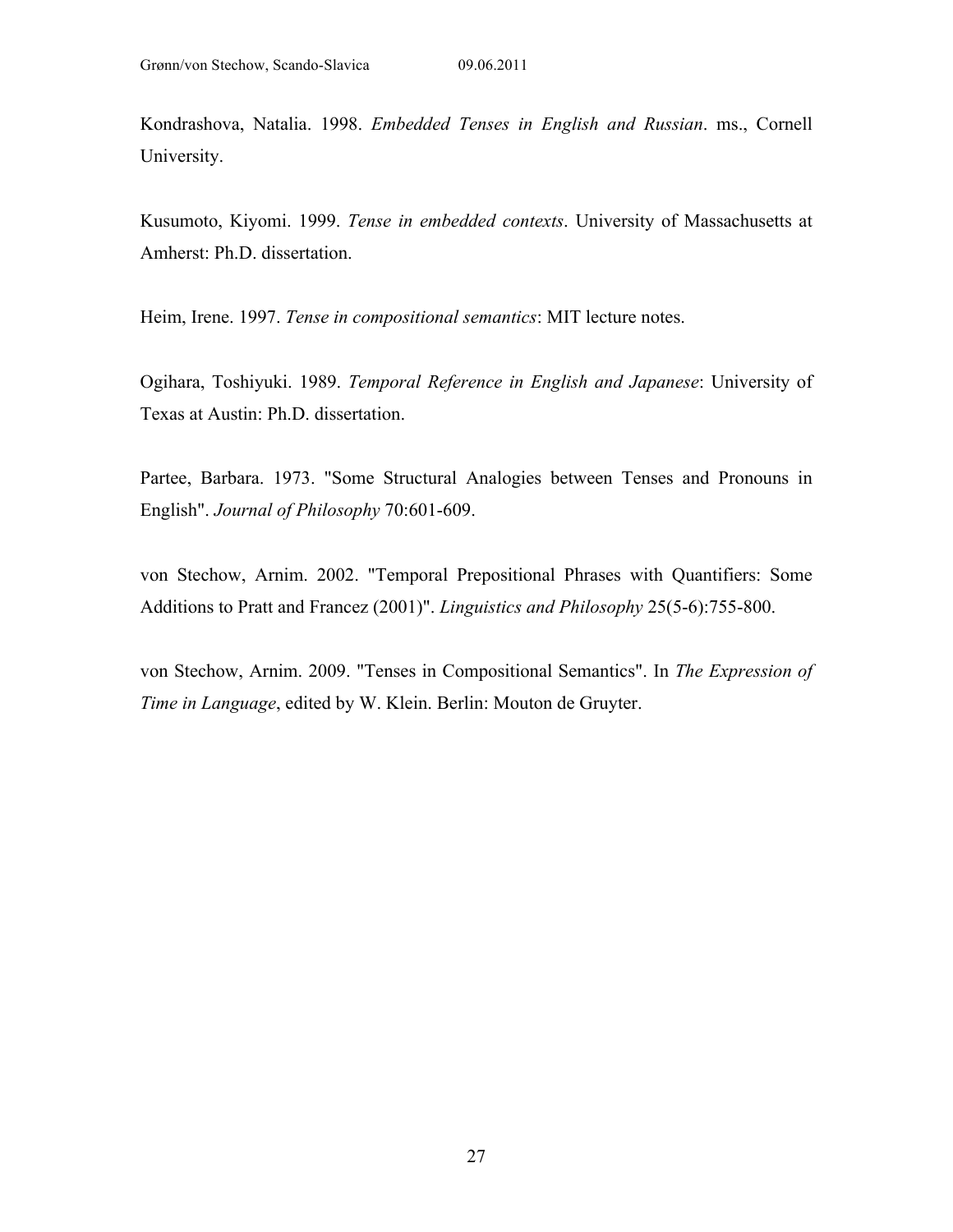Kondrashova, Natalia. 1998. *Embedded Tenses in English and Russian*. ms., Cornell University.

Kusumoto, Kiyomi. 1999. *Tense in embedded contexts*. University of Massachusetts at Amherst: Ph.D. dissertation.

Heim, Irene. 1997. *Tense in compositional semantics*: MIT lecture notes.

Ogihara, Toshiyuki. 1989. *Temporal Reference in English and Japanese*: University of Texas at Austin: Ph.D. dissertation.

Partee, Barbara. 1973. "Some Structural Analogies between Tenses and Pronouns in English". *Journal of Philosophy* 70:601-609.

von Stechow, Arnim. 2002. "Temporal Prepositional Phrases with Quantifiers: Some Additions to Pratt and Francez (2001)". *Linguistics and Philosophy* 25(5-6):755-800.

von Stechow, Arnim. 2009. "Tenses in Compositional Semantics". In *The Expression of Time in Language*, edited by W. Klein. Berlin: Mouton de Gruyter.